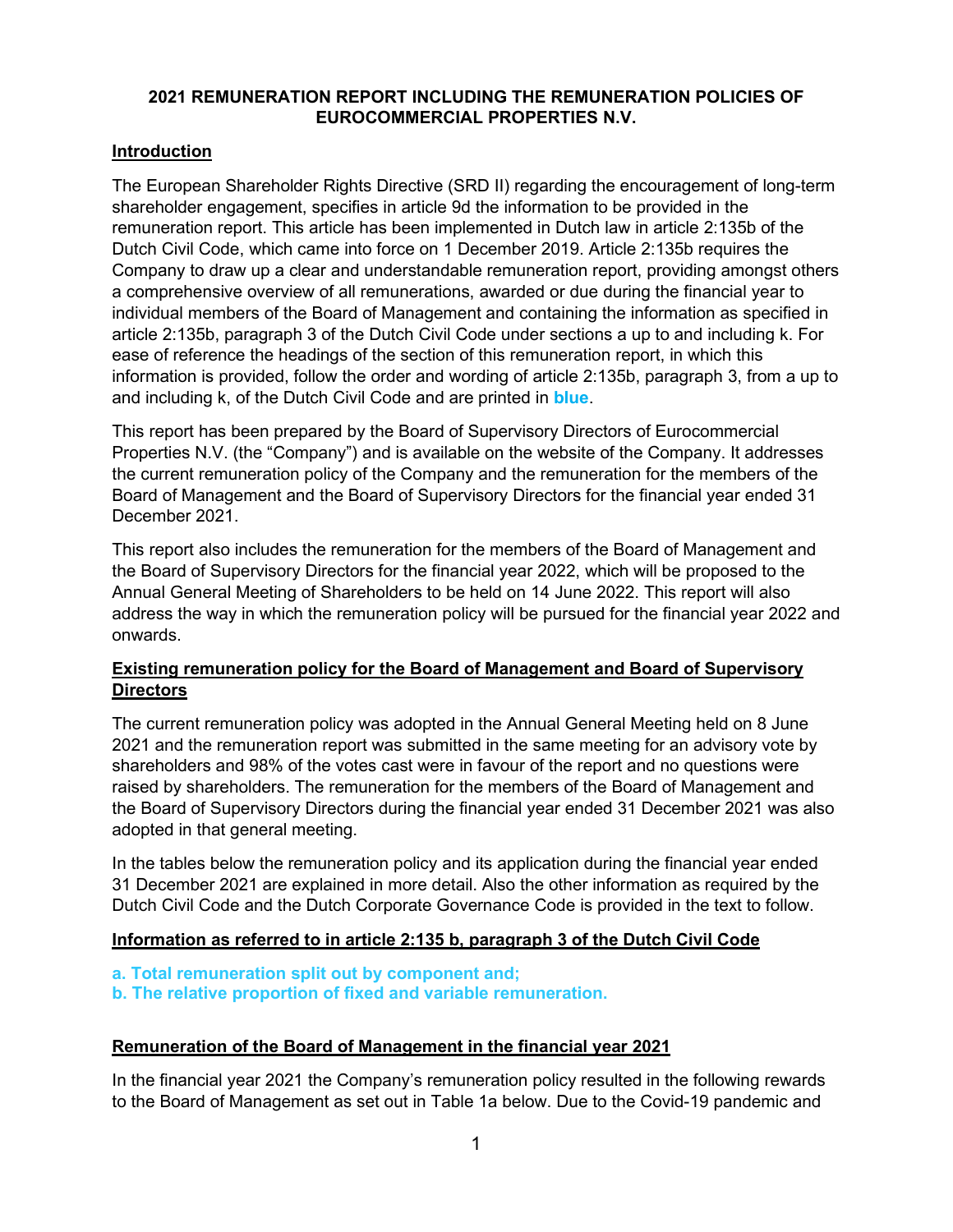# 2021 REMUNERATION REPORT INCLUDING THE REMUNERATION POLICIES OF EUROCOMMERCIAL PROPERTIES N.V.

## Introduction

The European Shareholder Rights Directive (SRD II) regarding the encouragement of long-term shareholder engagement, specifies in article 9d the information to be provided in the remuneration report. This article has been implemented in Dutch law in article 2:135b of the Dutch Civil Code, which came into force on 1 December 2019. Article 2:135b requires the Company to draw up a clear and understandable remuneration report, providing amongst others a comprehensive overview of all remunerations, awarded or due during the financial year to individual members of the Board of Management and containing the information as specified in article 2:135b, paragraph 3 of the Dutch Civil Code under sections a up to and including k. For ease of reference the headings of the section of this remuneration report, in which this information is provided, follow the order and wording of article 2:135b, paragraph 3, from a up to and including k, of the Dutch Civil Code and are printed in **blue**.

This report has been prepared by the Board of Supervisory Directors of Eurocommercial Properties N.V. (the "Company") and is available on the website of the Company. It addresses the current remuneration policy of the Company and the remuneration for the members of the Board of Management and the Board of Supervisory Directors for the financial year ended 31 December 2021.

This report also includes the remuneration for the members of the Board of Management and the Board of Supervisory Directors for the financial year 2022, which will be proposed to the Annual General Meeting of Shareholders to be held on 14 June 2022. This report will also address the way in which the remuneration policy will be pursued for the financial year 2022 and onwards.

## Existing remuneration policy for the Board of Management and Board of Supervisory Directors

The current remuneration policy was adopted in the Annual General Meeting held on 8 June 2021 and the remuneration report was submitted in the same meeting for an advisory vote by shareholders and 98% of the votes cast were in favour of the report and no questions were raised by shareholders. The remuneration for the members of the Board of Management and the Board of Supervisory Directors during the financial year ended 31 December 2021 was also adopted in that general meeting.

In the tables below the remuneration policy and its application during the financial year ended 31 December 2021 are explained in more detail. Also the other information as required by the Dutch Civil Code and the Dutch Corporate Governance Code is provided in the text to follow.

## Information as referred to in article 2:135 b, paragraph 3 of the Dutch Civil Code

**a. Total remuneration split out by component and;**
**b. The relative proportion of fixed and variable remuneration.**

## Remuneration of the Board of Management in the financial year 2021

In the financial year 2021 the Company's remuneration policy resulted in the following rewards to the Board of Management as set out in Table 1a below. Due to the Covid-19 pandemic and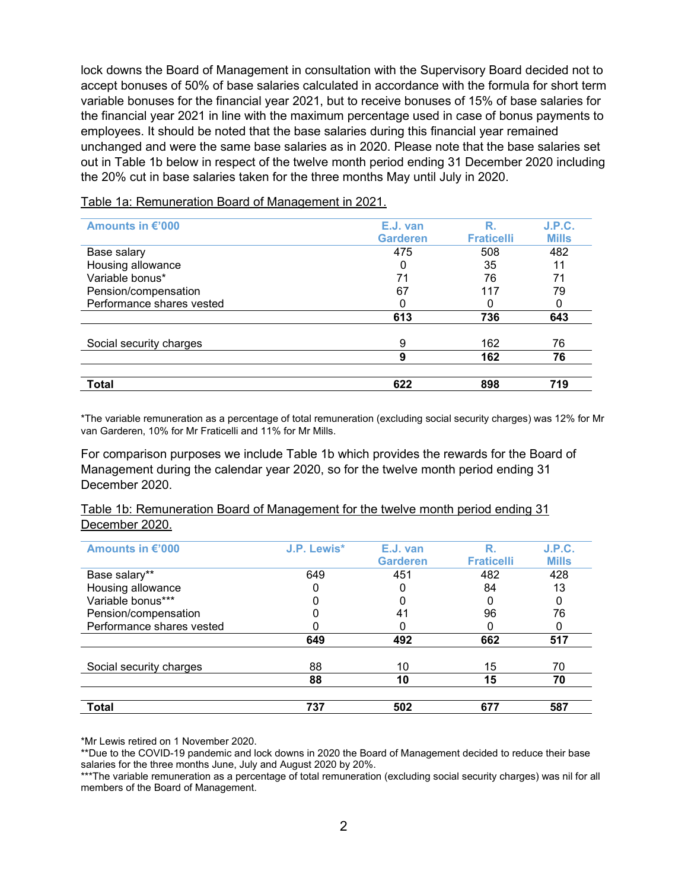lock downs the Board of Management in consultation with the Supervisory Board decided not to accept bonuses of 50% of base salaries calculated in accordance with the formula for short term variable bonuses for the financial year 2021, but to receive bonuses of 15% of base salaries for the financial year 2021 in line with the maximum percentage used in case of bonus payments to employees. It should be noted that the base salaries during this financial year remained unchanged and were the same base salaries as in 2020. Please note that the base salaries set out in Table 1b below in respect of the twelve month period ending 31 December 2020 including the 20% cut in base salaries taken for the three months May until July in 2020.

Table 1a: Remuneration Board of Management in 2021.

| Amounts in €'000 | E.J. van Garderen | R. Fraticelli | J.P.C. Mills |
|---|---|---|---|
| Base salary | 475 | 508 | 482 |
| Housing allowance | 0 | 35 | 11 |
| Variable bonus* | 71 | 76 | 71 |
| Pension/compensation | 67 | 117 | 79 |
| Performance shares vested | 0 | 0 | 0 |
| | **613** | **736** | **643** |
| Social security charges | 9 | 162 | 76 |
| | **9** | **162** | **76** |
| **Total** | **622** | **898** | **719** |

*The variable remuneration as a percentage of total remuneration (excluding social security charges) was 12% for Mr van Garderen, 10% for Mr Fraticelli and 11% for Mr Mills.

For comparison purposes we include Table 1b which provides the rewards for the Board of Management during the calendar year 2020, so for the twelve month period ending 31 December 2020.

Table 1b: Remuneration Board of Management for the twelve month period ending 31 December 2020.

| Amounts in €'000 | J.P. Lewis* | E.J. van Garderen | R. Fraticelli | J.P.C. Mills |
|---|---|---|---|---|
| Base salary** | 649 | 451 | 482 | 428 |
| Housing allowance | 0 | 0 | 84 | 13 |
| Variable bonus*** | 0 | 0 | 0 | 0 |
| Pension/compensation | 0 | 41 | 96 | 76 |
| Performance shares vested | 0 | 0 | 0 | 0 |
| | **649** | **492** | **662** | **517** |
| Social security charges | 88 | 10 | 15 | 70 |
| | **88** | **10** | **15** | **70** |
| **Total** | **737** | **502** | **677** | **587** |

*Mr Lewis retired on 1 November 2020.
**Due to the COVID-19 pandemic and lock downs in 2020 the Board of Management decided to reduce their base salaries for the three months June, July and August 2020 by 20%.
***The variable remuneration as a percentage of total remuneration (excluding social security charges) was nil for all members of the Board of Management.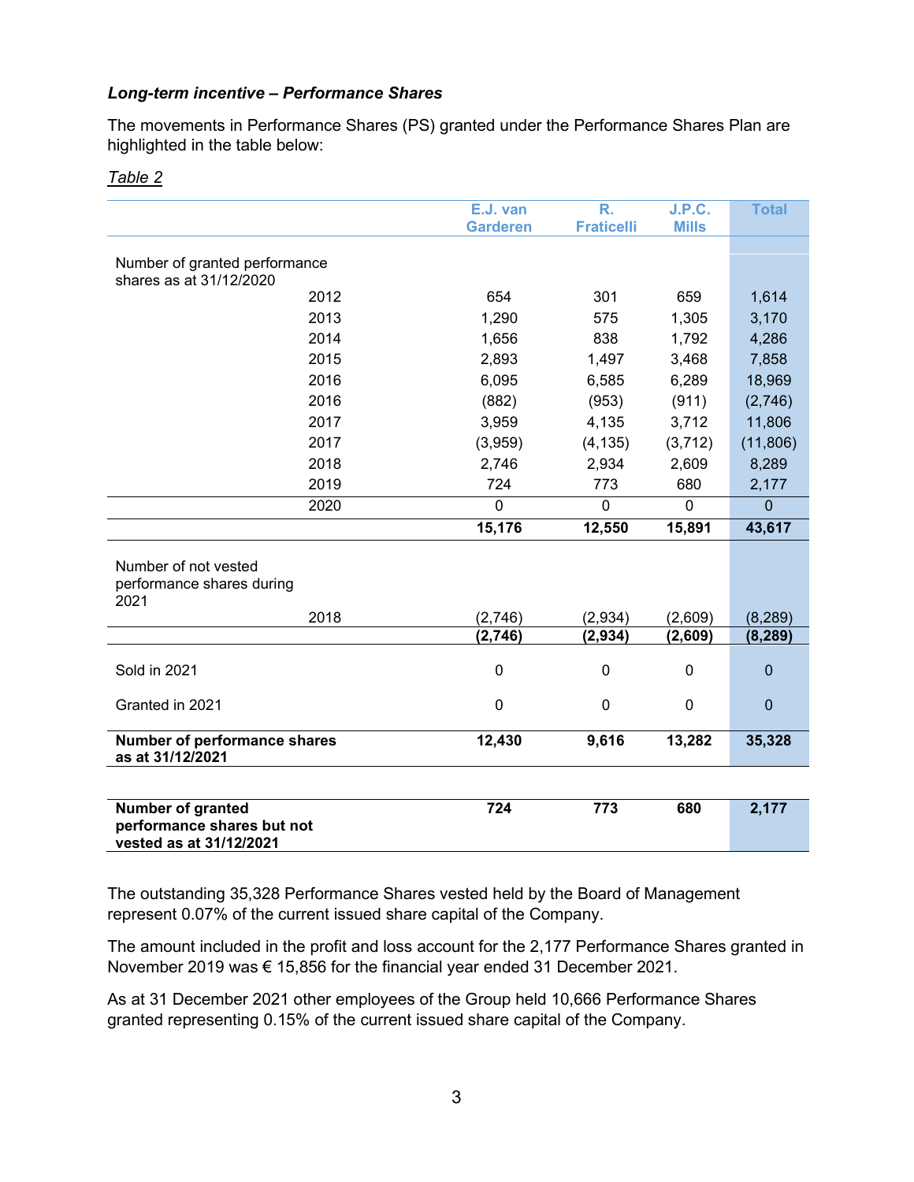***Long-term incentive – Performance Shares***

The movements in Performance Shares (PS) granted under the Performance Shares Plan are highlighted in the table below:

*Table 2*

| | | E.J. van Garderen | R. Fraticelli | J.P.C. Mills | Total |
|---|---|---|---|---|---|
| Number of granted performance shares as at 31/12/2020 | | | | | |
| | 2012 | 654 | 301 | 659 | 1,614 |
| | 2013 | 1,290 | 575 | 1,305 | 3,170 |
| | 2014 | 1,656 | 838 | 1,792 | 4,286 |
| | 2015 | 2,893 | 1,497 | 3,468 | 7,858 |
| | 2016 | 6,095 | 6,585 | 6,289 | 18,969 |
| | 2016 | (882) | (953) | (911) | (2,746) |
| | 2017 | 3,959 | 4,135 | 3,712 | 11,806 |
| | 2017 | (3,959) | (4,135) | (3,712) | (11,806) |
| | 2018 | 2,746 | 2,934 | 2,609 | 8,289 |
| | 2019 | 724 | 773 | 680 | 2,177 |
| | 2020 | 0 | 0 | 0 | 0 |
| | | **15,176** | **12,550** | **15,891** | **43,617** |
| Number of not vested performance shares during 2021 | | | | | |
| | 2018 | (2,746) | (2,934) | (2,609) | (8,289) |
| | | **(2,746)** | **(2,934)** | **(2,609)** | **(8,289)** |
| Sold in 2021 | | 0 | 0 | 0 | 0 |
| Granted in 2021 | | 0 | 0 | 0 | 0 |
| **Number of performance shares as at 31/12/2021** | | **12,430** | **9,616** | **13,282** | **35,328** |
| **Number of granted performance shares but not vested as at 31/12/2021** | | **724** | **773** | **680** | **2,177** |

The outstanding 35,328 Performance Shares vested held by the Board of Management represent 0.07% of the current issued share capital of the Company.

The amount included in the profit and loss account for the 2,177 Performance Shares granted in November 2019 was € 15,856 for the financial year ended 31 December 2021.

As at 31 December 2021 other employees of the Group held 10,666 Performance Shares granted representing 0.15% of the current issued share capital of the Company.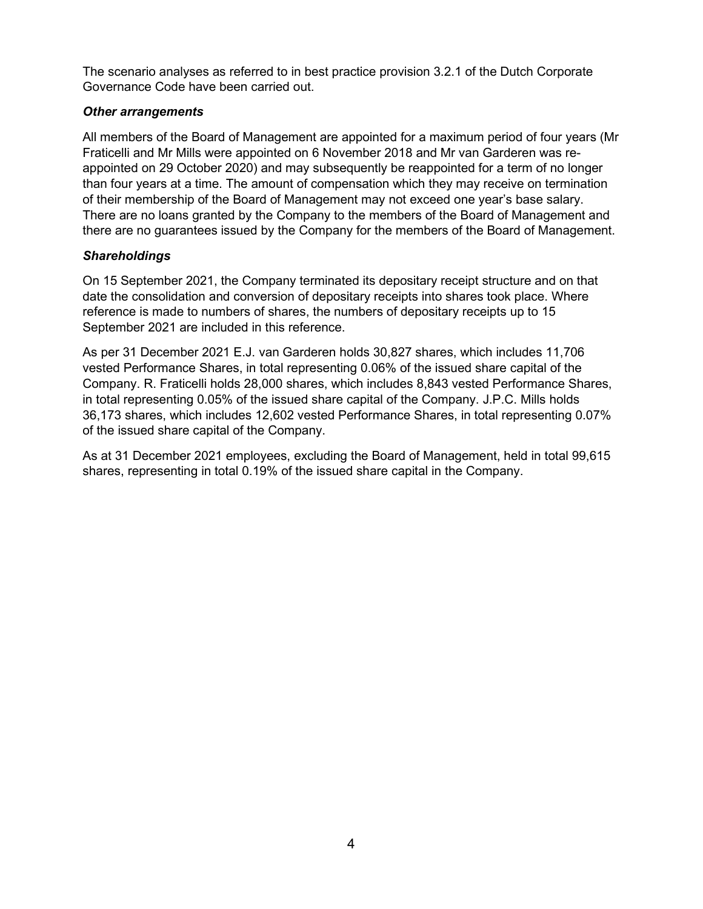The scenario analyses as referred to in best practice provision 3.2.1 of the Dutch Corporate Governance Code have been carried out.

***Other arrangements***

All members of the Board of Management are appointed for a maximum period of four years (Mr Fraticelli and Mr Mills were appointed on 6 November 2018 and Mr van Garderen was re-appointed on 29 October 2020) and may subsequently be reappointed for a term of no longer than four years at a time. The amount of compensation which they may receive on termination of their membership of the Board of Management may not exceed one year's base salary. There are no loans granted by the Company to the members of the Board of Management and there are no guarantees issued by the Company for the members of the Board of Management.

***Shareholdings***

On 15 September 2021, the Company terminated its depositary receipt structure and on that date the consolidation and conversion of depositary receipts into shares took place. Where reference is made to numbers of shares, the numbers of depositary receipts up to 15 September 2021 are included in this reference.

As per 31 December 2021 E.J. van Garderen holds 30,827 shares, which includes 11,706 vested Performance Shares, in total representing 0.06% of the issued share capital of the Company. R. Fraticelli holds 28,000 shares, which includes 8,843 vested Performance Shares, in total representing 0.05% of the issued share capital of the Company. J.P.C. Mills holds 36,173 shares, which includes 12,602 vested Performance Shares, in total representing 0.07% of the issued share capital of the Company.

As at 31 December 2021 employees, excluding the Board of Management, held in total 99,615 shares, representing in total 0.19% of the issued share capital in the Company.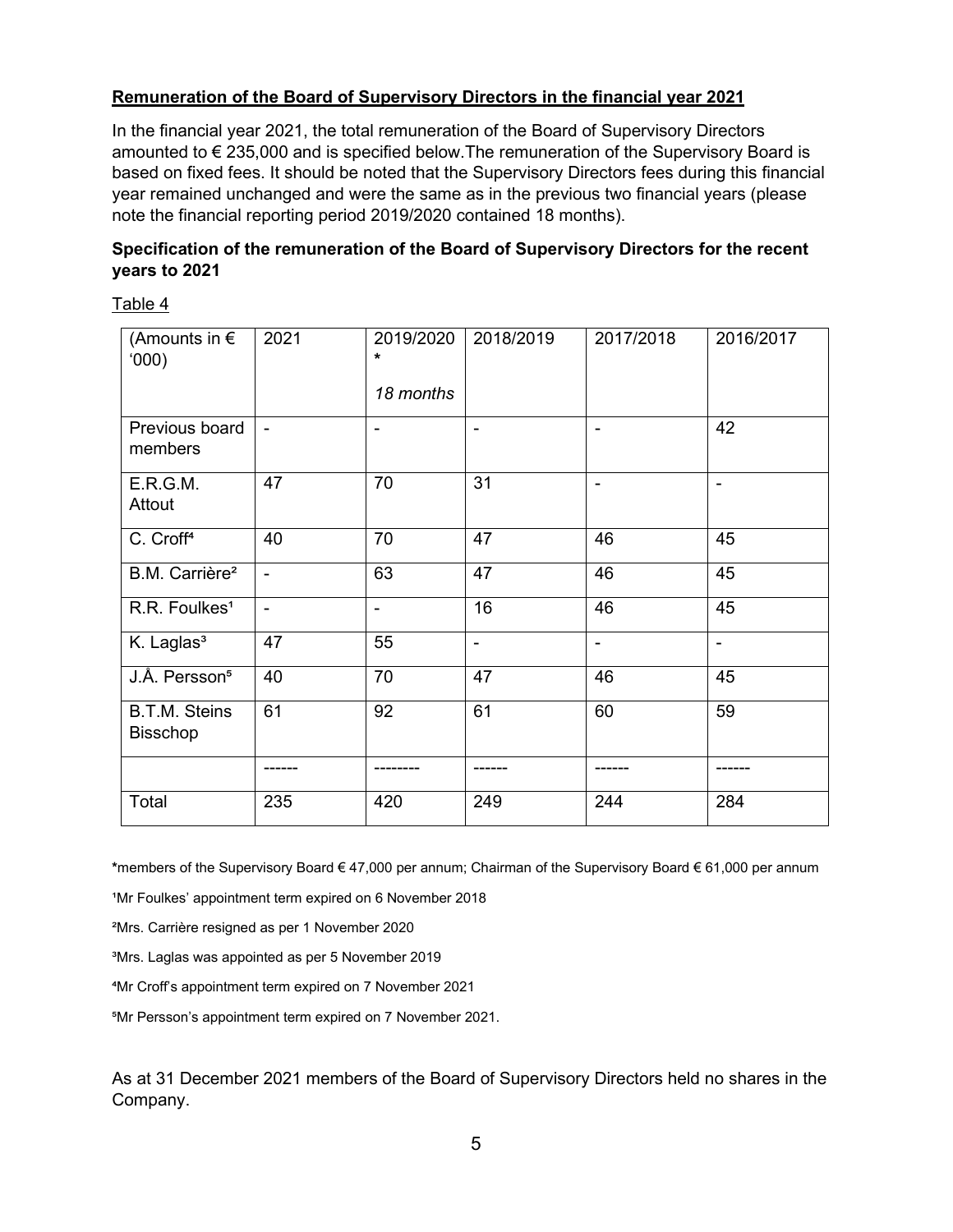**Remuneration of the Board of Supervisory Directors in the financial year 2021**

In the financial year 2021, the total remuneration of the Board of Supervisory Directors amounted to € 235,000 and is specified below.The remuneration of the Supervisory Board is based on fixed fees. It should be noted that the Supervisory Directors fees during this financial year remained unchanged and were the same as in the previous two financial years (please note the financial reporting period 2019/2020 contained 18 months).

**Specification of the remuneration of the Board of Supervisory Directors for the recent years to 2021**

Table 4

| (Amounts in € '000) | 2021 | 2019/2020 * *18 months* | 2018/2019 | 2017/2018 | 2016/2017 |
|---|---|---|---|---|---|
| Previous board members | - | - | - | - | 42 |
| E.R.G.M. Attout | 47 | 70 | 31 | - | - |
| C. Croff[4] | 40 | 70 | 47 | 46 | 45 |
| B.M. Carrière[2] | - | 63 | 47 | 46 | 45 |
| R.R. Foulkes[1] | - | - | 16 | 46 | 45 |
| K. Laglas[3] | 47 | 55 | - | - | - |
| J.Å. Persson[5] | 40 | 70 | 47 | 46 | 45 |
| B.T.M. Steins Bisschop | 61 | 92 | 61 | 60 | 59 |
| | ------ | -------- | ------ | ------ | ------ |
| Total | 235 | 420 | 249 | 244 | 284 |

*members of the Supervisory Board € 47,000 per annum; Chairman of the Supervisory Board € 61,000 per annum

[1]Mr Foulkes' appointment term expired on 6 November 2018

[2]Mrs. Carrière resigned as per 1 November 2020

[3]Mrs. Laglas was appointed as per 5 November 2019

[4]Mr Croff's appointment term expired on 7 November 2021

[5]Mr Persson's appointment term expired on 7 November 2021.

As at 31 December 2021 members of the Board of Supervisory Directors held no shares in the Company.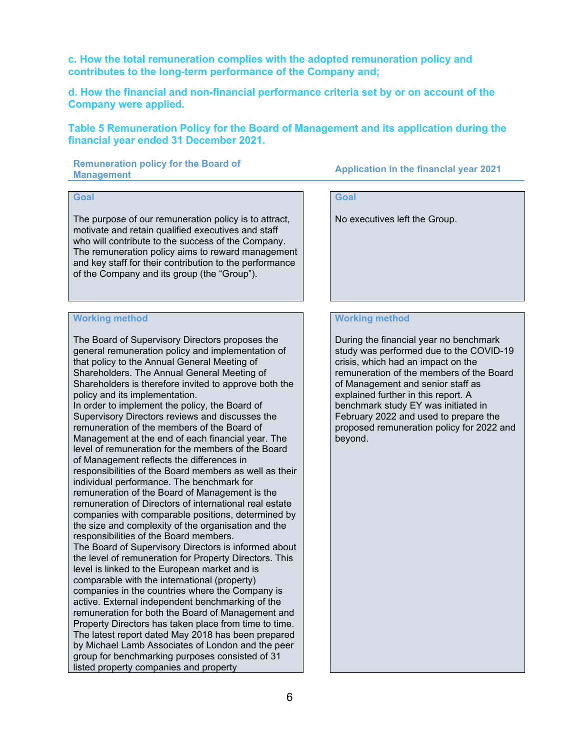**c. How the total remuneration complies with the adopted remuneration policy and contributes to the long-term performance of the Company and;**

**d. How the financial and non-financial performance criteria set by or on account of the Company were applied.**

**Table 5 Remuneration Policy for the Board of Management and its application during the financial year ended 31 December 2021.**

| Remuneration policy for the Board of Management | Application in the financial year 2021 |
|---|---|
| **Goal**<br><br>The purpose of our remuneration policy is to attract, motivate and retain qualified executives and staff who will contribute to the success of the Company. The remuneration policy aims to reward management and key staff for their contribution to the performance of the Company and its group (the "Group"). | **Goal**<br><br>No executives left the Group. |
| **Working method**<br><br>The Board of Supervisory Directors proposes the general remuneration policy and implementation of that policy to the Annual General Meeting of Shareholders. The Annual General Meeting of Shareholders is therefore invited to approve both the policy and its implementation.<br>In order to implement the policy, the Board of Supervisory Directors reviews and discusses the remuneration of the members of the Board of Management at the end of each financial year. The level of remuneration for the members of the Board of Management reflects the differences in responsibilities of the Board members as well as their individual performance. The benchmark for remuneration of the Board of Management is the remuneration of Directors of international real estate companies with comparable positions, determined by the size and complexity of the organisation and the responsibilities of the Board members.<br>The Board of Supervisory Directors is informed about the level of remuneration for Property Directors. This level is linked to the European market and is comparable with the international (property) companies in the countries where the Company is active. External independent benchmarking of the remuneration for both the Board of Management and Property Directors has taken place from time to time. The latest report dated May 2018 has been prepared by Michael Lamb Associates of London and the peer group for benchmarking purposes consisted of 31 listed property companies and property | **Working method**<br><br>During the financial year no benchmark study was performed due to the COVID-19 crisis, which had an impact on the remuneration of the members of the Board of Management and senior staff as explained further in this report. A benchmark study EY was initiated in February 2022 and used to prepare the proposed remuneration policy for 2022 and beyond. |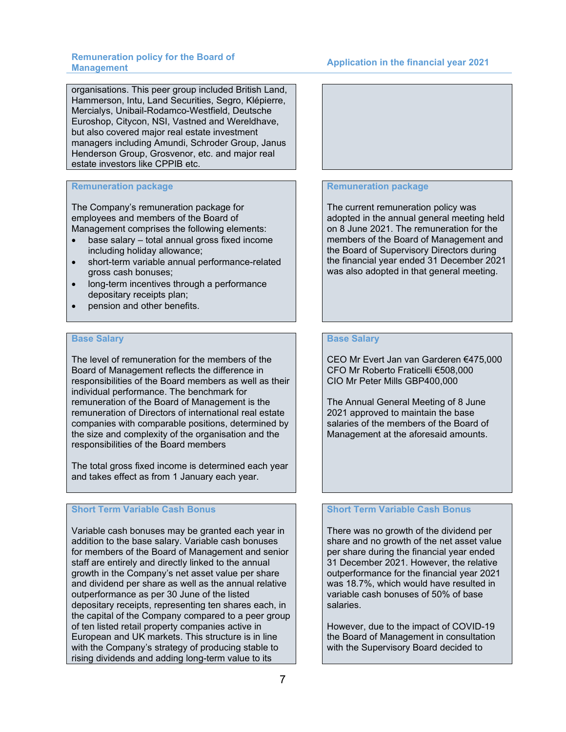| Remuneration policy for the Board of Management | Application in the financial year 2021 |
|---|---|
| organisations. This peer group included British Land, Hammerson, Intu, Land Securities, Segro, Klépierre, Mercialys, Unibail-Rodamco-Westfield, Deutsche Euroshop, Citycon, NSI, Vastned and Wereldhave, but also covered major real estate investment managers including Amundi, Schroder Group, Janus Henderson Group, Grosvenor, etc. and major real estate investors like CPPIB etc. | |
| **Remuneration package**<br><br>The Company's remuneration package for employees and members of the Board of Management comprises the following elements:<br>• base salary – total annual gross fixed income including holiday allowance;<br>• short-term variable annual performance-related gross cash bonuses;<br>• long-term incentives through a performance depositary receipts plan;<br>• pension and other benefits. | **Remuneration package**<br><br>The current remuneration policy was adopted in the annual general meeting held on 8 June 2021. The remuneration for the members of the Board of Management and the Board of Supervisory Directors during the financial year ended 31 December 2021 was also adopted in that general meeting. |
| **Base Salary**<br><br>The level of remuneration for the members of the Board of Management reflects the difference in responsibilities of the Board members as well as their individual performance. The benchmark for remuneration of the Board of Management is the remuneration of Directors of international real estate companies with comparable positions, determined by the size and complexity of the organisation and the responsibilities of the Board members<br><br>The total gross fixed income is determined each year and takes effect as from 1 January each year. | **Base Salary**<br><br>CEO Mr Evert Jan van Garderen €475,000<br>CFO Mr Roberto Fraticelli €508,000<br>CIO Mr Peter Mills GBP400,000<br><br>The Annual General Meeting of 8 June 2021 approved to maintain the base salaries of the members of the Board of Management at the aforesaid amounts. |
| **Short Term Variable Cash Bonus**<br><br>Variable cash bonuses may be granted each year in addition to the base salary. Variable cash bonuses for members of the Board of Management and senior staff are entirely and directly linked to the annual growth in the Company's net asset value per share and dividend per share as well as the annual relative outperformance as per 30 June of the listed depositary receipts, representing ten shares each, in the capital of the Company compared to a peer group of ten listed retail property companies active in European and UK markets. This structure is in line with the Company's strategy of producing stable to rising dividends and adding long-term value to its | **Short Term Variable Cash Bonus**<br><br>There was no growth of the dividend per share and no growth of the net asset value per share during the financial year ended 31 December 2021. However, the relative outperformance for the financial year 2021 was 18.7%, which would have resulted in variable cash bonuses of 50% of base salaries.<br><br>However, due to the impact of COVID-19 the Board of Management in consultation with the Supervisory Board decided to |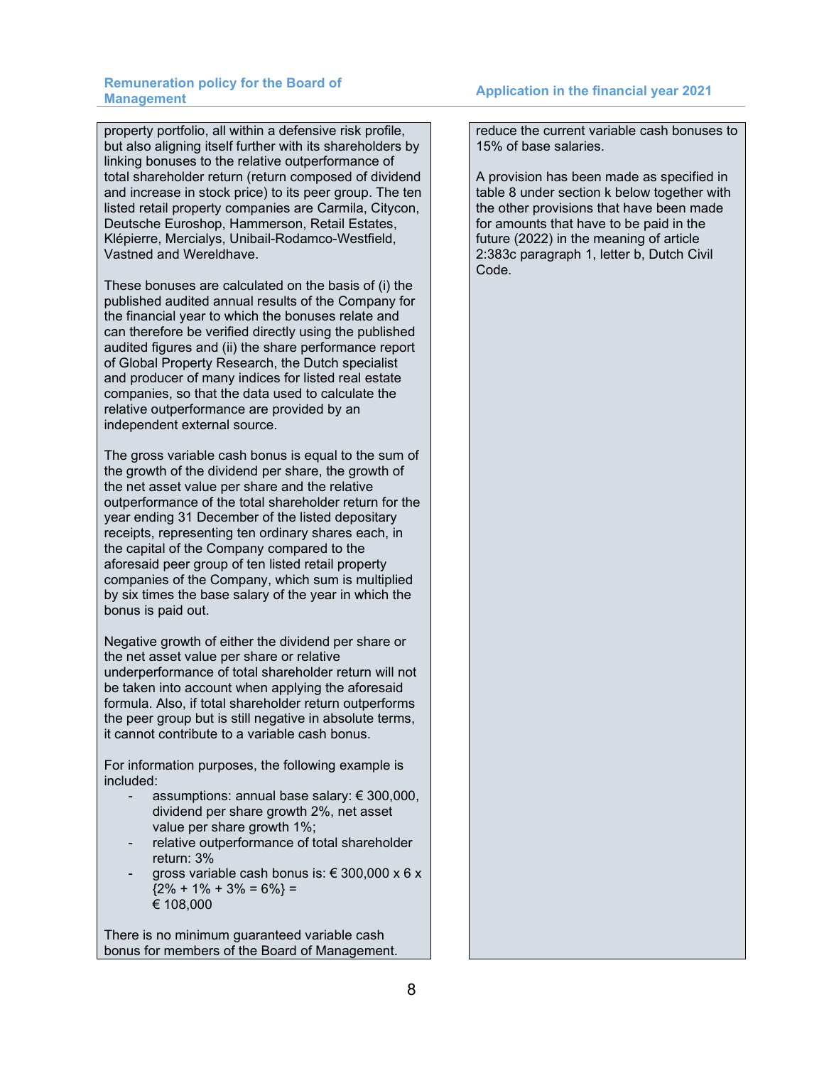| Remuneration policy for the Board of Management | Application in the financial year 2021 |
| --- | --- |
| property portfolio, all within a defensive risk profile, but also aligning itself further with its shareholders by linking bonuses to the relative outperformance of total shareholder return (return composed of dividend and increase in stock price) to its peer group. The ten listed retail property companies are Carmila, Citycon, Deutsche Euroshop, Hammerson, Retail Estates, Klépierre, Mercialys, Unibail-Rodamco-Westfield, Vastned and Wereldhave.<br><br>These bonuses are calculated on the basis of (i) the published audited annual results of the Company for the financial year to which the bonuses relate and can therefore be verified directly using the published audited figures and (ii) the share performance report of Global Property Research, the Dutch specialist and producer of many indices for listed real estate companies, so that the data used to calculate the relative outperformance are provided by an independent external source.<br><br>The gross variable cash bonus is equal to the sum of the growth of the dividend per share, the growth of the net asset value per share and the relative outperformance of the total shareholder return for the year ending 31 December of the listed depositary receipts, representing ten ordinary shares each, in the capital of the Company compared to the aforesaid peer group of ten listed retail property companies of the Company, which sum is multiplied by six times the base salary of the year in which the bonus is paid out.<br><br>Negative growth of either the dividend per share or the net asset value per share or relative underperformance of total shareholder return will not be taken into account when applying the aforesaid formula. Also, if total shareholder return outperforms the peer group but is still negative in absolute terms, it cannot contribute to a variable cash bonus.<br><br>For information purposes, the following example is included:<br>- assumptions: annual base salary: € 300,000, dividend per share growth 2%, net asset value per share growth 1%;<br>- relative outperformance of total shareholder return: 3%<br>- gross variable cash bonus is: € 300,000 x 6 x {2% + 1% + 3% = 6%} = € 108,000<br><br>There is no minimum guaranteed variable cash bonus for members of the Board of Management. | reduce the current variable cash bonuses to 15% of base salaries.<br><br>A provision has been made as specified in table 8 under section k below together with the other provisions that have been made for amounts that have to be paid in the future (2022) in the meaning of article 2:383c paragraph 1, letter b, Dutch Civil Code. |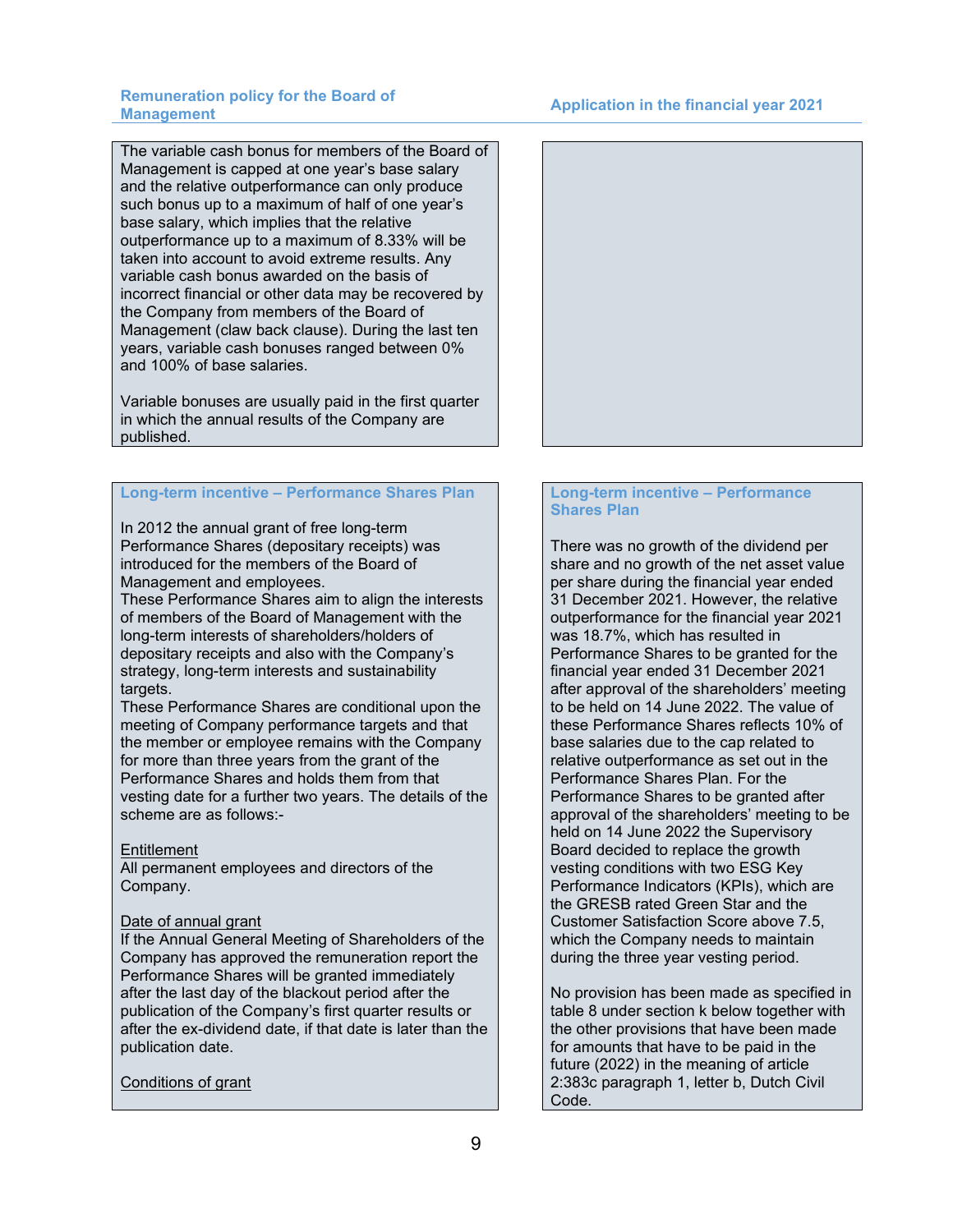## Remuneration policy for the Board of Management

The variable cash bonus for members of the Board of Management is capped at one year's base salary and the relative outperformance can only produce such bonus up to a maximum of half of one year's base salary, which implies that the relative outperformance up to a maximum of 8.33% will be taken into account to avoid extreme results. Any variable cash bonus awarded on the basis of incorrect financial or other data may be recovered by the Company from members of the Board of Management (claw back clause). During the last ten years, variable cash bonuses ranged between 0% and 100% of base salaries.

Variable bonuses are usually paid in the first quarter in which the annual results of the Company are published.

### Long-term incentive – Performance Shares Plan

In 2012 the annual grant of free long-term Performance Shares (depositary receipts) was introduced for the members of the Board of Management and employees.
These Performance Shares aim to align the interests of members of the Board of Management with the long-term interests of shareholders/holders of depositary receipts and also with the Company's strategy, long-term interests and sustainability targets.
These Performance Shares are conditional upon the meeting of Company performance targets and that the member or employee remains with the Company for more than three years from the grant of the Performance Shares and holds them from that vesting date for a further two years. The details of the scheme are as follows:-

Entitlement
All permanent employees and directors of the Company.

Date of annual grant
If the Annual General Meeting of Shareholders of the Company has approved the remuneration report the Performance Shares will be granted immediately after the last day of the blackout period after the publication of the Company's first quarter results or after the ex-dividend date, if that date is later than the publication date.

Conditions of grant

## Application in the financial year 2021

### Long-term incentive – Performance Shares Plan

There was no growth of the dividend per share and no growth of the net asset value per share during the financial year ended 31 December 2021. However, the relative outperformance for the financial year 2021 was 18.7%, which has resulted in Performance Shares to be granted for the financial year ended 31 December 2021 after approval of the shareholders' meeting to be held on 14 June 2022. The value of these Performance Shares reflects 10% of base salaries due to the cap related to relative outperformance as set out in the Performance Shares Plan. For the Performance Shares to be granted after approval of the shareholders' meeting to be held on 14 June 2022 the Supervisory Board decided to replace the growth vesting conditions with two ESG Key Performance Indicators (KPIs), which are the GRESB rated Green Star and the Customer Satisfaction Score above 7.5, which the Company needs to maintain during the three year vesting period.

No provision has been made as specified in table 8 under section k below together with the other provisions that have been made for amounts that have to be paid in the future (2022) in the meaning of article 2:383c paragraph 1, letter b, Dutch Civil Code.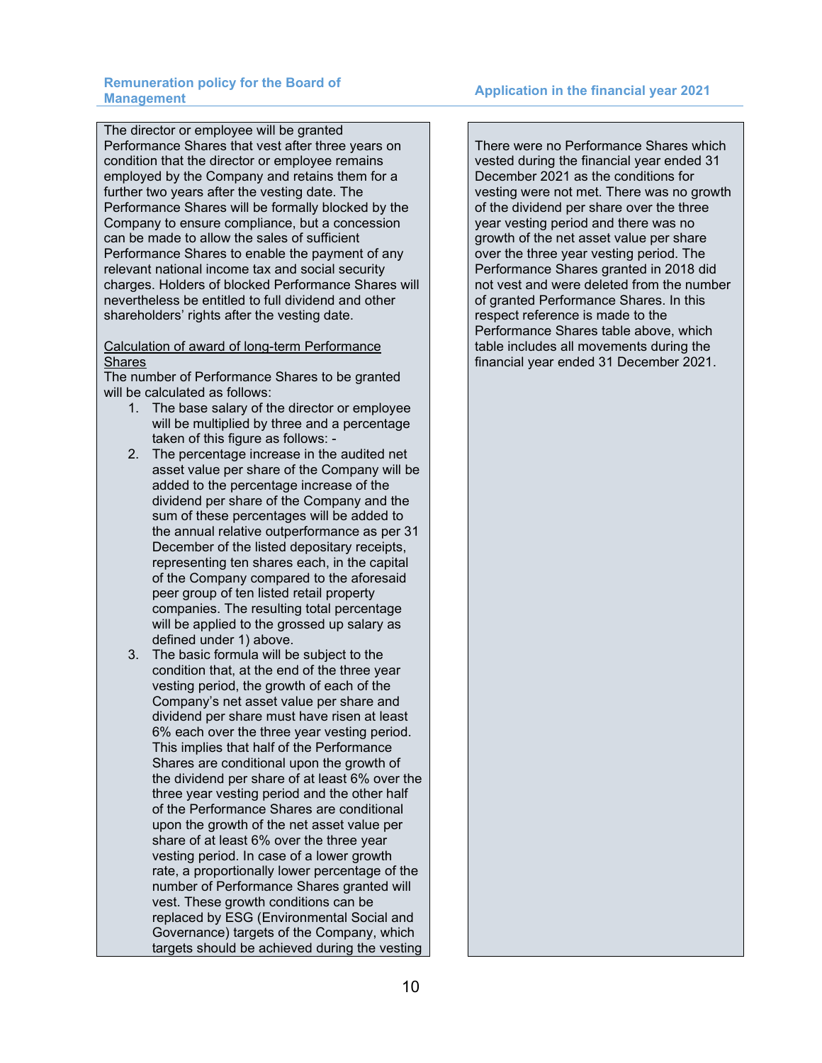| Remuneration policy for the Board of Management | Application in the financial year 2021 |
|---|---|
| The director or employee will be granted Performance Shares that vest after three years on condition that the director or employee remains employed by the Company and retains them for a further two years after the vesting date. The Performance Shares will be formally blocked by the Company to ensure compliance, but a concession can be made to allow the sales of sufficient Performance Shares to enable the payment of any relevant national income tax and social security charges. Holders of blocked Performance Shares will nevertheless be entitled to full dividend and other shareholders' rights after the vesting date.<br><br><u>Calculation of award of long-term Performance Shares</u><br>The number of Performance Shares to be granted will be calculated as follows:<br>1. The base salary of the director or employee will be multiplied by three and a percentage taken of this figure as follows: -<br>2. The percentage increase in the audited net asset value per share of the Company will be added to the percentage increase of the dividend per share of the Company and the sum of these percentages will be added to the annual relative outperformance as per 31 December of the listed depositary receipts, representing ten shares each, in the capital of the Company compared to the aforesaid peer group of ten listed retail property companies. The resulting total percentage will be applied to the grossed up salary as defined under 1) above.<br>3. The basic formula will be subject to the condition that, at the end of the three year vesting period, the growth of each of the Company's net asset value per share and dividend per share must have risen at least 6% each over the three year vesting period. This implies that half of the Performance Shares are conditional upon the growth of the dividend per share of at least 6% over the three year vesting period and the other half of the Performance Shares are conditional upon the growth of the net asset value per share of at least 6% over the three year vesting period. In case of a lower growth rate, a proportionally lower percentage of the number of Performance Shares granted will vest. These growth conditions can be replaced by ESG (Environmental Social and Governance) targets of the Company, which targets should be achieved during the vesting | There were no Performance Shares which vested during the financial year ended 31 December 2021 as the conditions for vesting were not met. There was no growth of the dividend per share over the three year vesting period and there was no growth of the net asset value per share over the three year vesting period. The Performance Shares granted in 2018 did not vest and were deleted from the number of granted Performance Shares. In this respect reference is made to the Performance Shares table above, which table includes all movements during the financial year ended 31 December 2021. |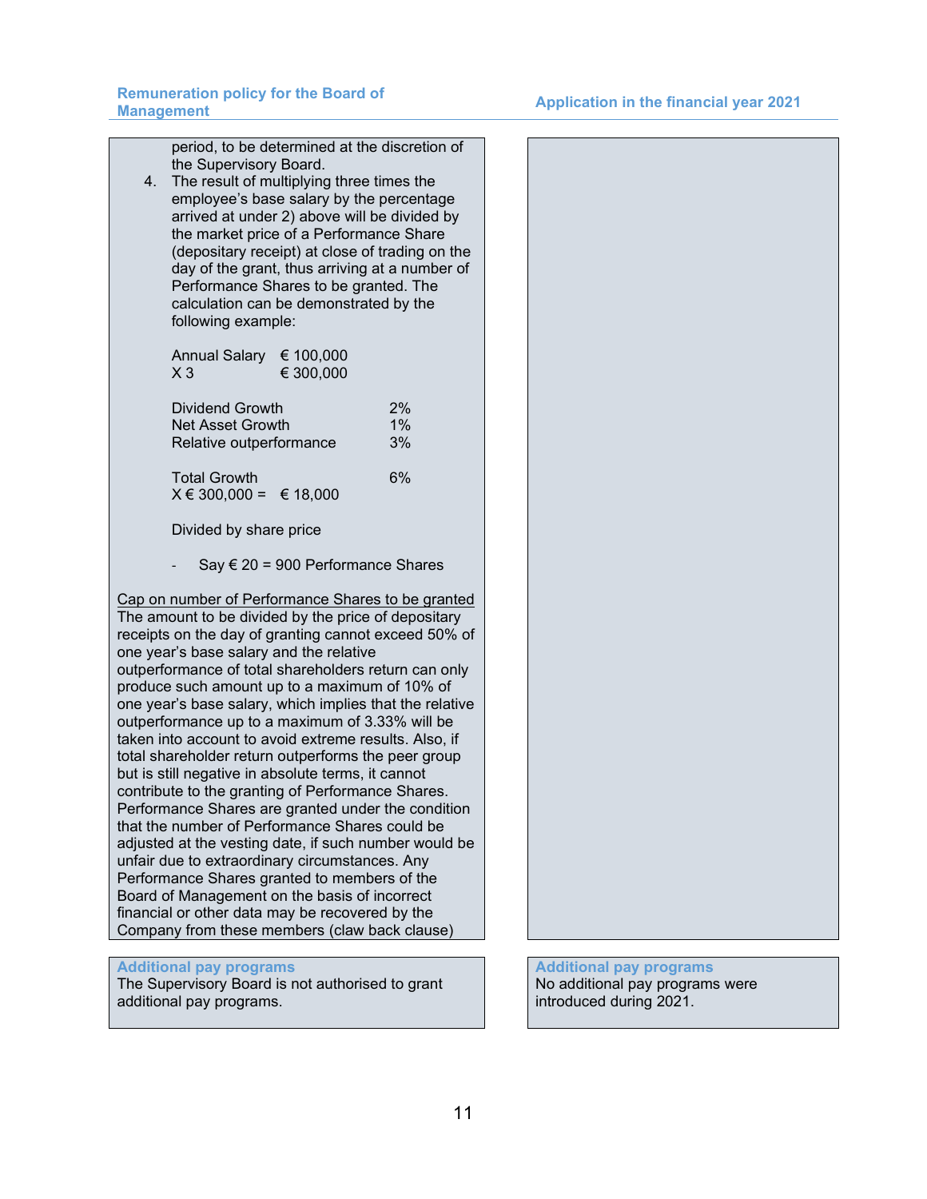period, to be determined at the discretion of the Supervisory Board.

4. The result of multiplying three times the employee's base salary by the percentage arrived at under 2) above will be divided by the market price of a Performance Share (depositary receipt) at close of trading on the day of the grant, thus arriving at a number of Performance Shares to be granted. The calculation can be demonstrated by the following example:

| | | |
|---|---|---|
| Annual Salary | € 100,000 | |
| X 3 | € 300,000 | |
| | | |
| Dividend Growth | | 2% |
| Net Asset Growth | | 1% |
| Relative outperformance | | 3% |
| | | |
| Total Growth | | 6% |
| X € 300,000 = | € 18,000 | |

Divided by share price

- Say € 20 = 900 Performance Shares

<u>Cap on number of Performance Shares to be granted</u>

The amount to be divided by the price of depositary receipts on the day of granting cannot exceed 50% of one year's base salary and the relative outperformance of total shareholders return can only produce such amount up to a maximum of 10% of one year's base salary, which implies that the relative outperformance up to a maximum of 3.33% will be taken into account to avoid extreme results. Also, if total shareholder return outperforms the peer group but is still negative in absolute terms, it cannot contribute to the granting of Performance Shares. Performance Shares are granted under the condition that the number of Performance Shares could be adjusted at the vesting date, if such number would be unfair due to extraordinary circumstances. Any Performance Shares granted to members of the Board of Management on the basis of incorrect financial or other data may be recovered by the Company from these members (claw back clause)

### Additional pay programs

The Supervisory Board is not authorised to grant additional pay programs.

### Additional pay programs (Application in the financial year 2021)

No additional pay programs were introduced during 2021.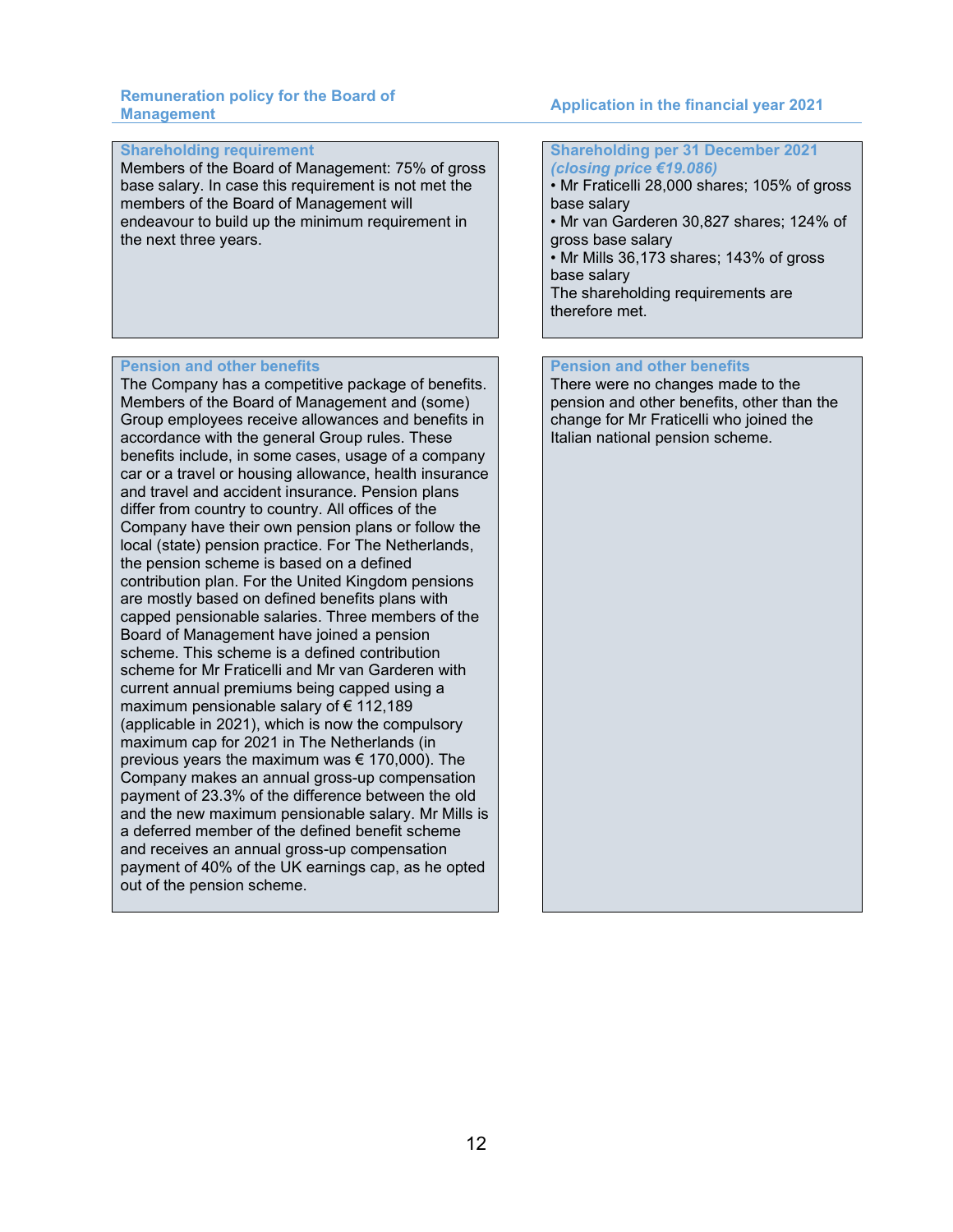| Remuneration policy for the Board of Management | Application in the financial year 2021 |
|---|---|
| **Shareholding requirement**<br>Members of the Board of Management: 75% of gross base salary. In case this requirement is not met the members of the Board of Management will endeavour to build up the minimum requirement in the next three years. | **Shareholding per 31 December 2021** ***(closing price €19.086)***<br>• Mr Fraticelli 28,000 shares; 105% of gross base salary<br>• Mr van Garderen 30,827 shares; 124% of gross base salary<br>• Mr Mills 36,173 shares; 143% of gross base salary<br>The shareholding requirements are therefore met. |
| **Pension and other benefits**<br>The Company has a competitive package of benefits. Members of the Board of Management and (some) Group employees receive allowances and benefits in accordance with the general Group rules. These benefits include, in some cases, usage of a company car or a travel or housing allowance, health insurance and travel and accident insurance. Pension plans differ from country to country. All offices of the Company have their own pension plans or follow the local (state) pension practice. For The Netherlands, the pension scheme is based on a defined contribution plan. For the United Kingdom pensions are mostly based on defined benefits plans with capped pensionable salaries. Three members of the Board of Management have joined a pension scheme. This scheme is a defined contribution scheme for Mr Fraticelli and Mr van Garderen with current annual premiums being capped using a maximum pensionable salary of € 112,189 (applicable in 2021), which is now the compulsory maximum cap for 2021 in The Netherlands (in previous years the maximum was € 170,000). The Company makes an annual gross-up compensation payment of 23.3% of the difference between the old and the new maximum pensionable salary. Mr Mills is a deferred member of the defined benefit scheme and receives an annual gross-up compensation payment of 40% of the UK earnings cap, as he opted out of the pension scheme. | **Pension and other benefits**<br>There were no changes made to the pension and other benefits, other than the change for Mr Fraticelli who joined the Italian national pension scheme. |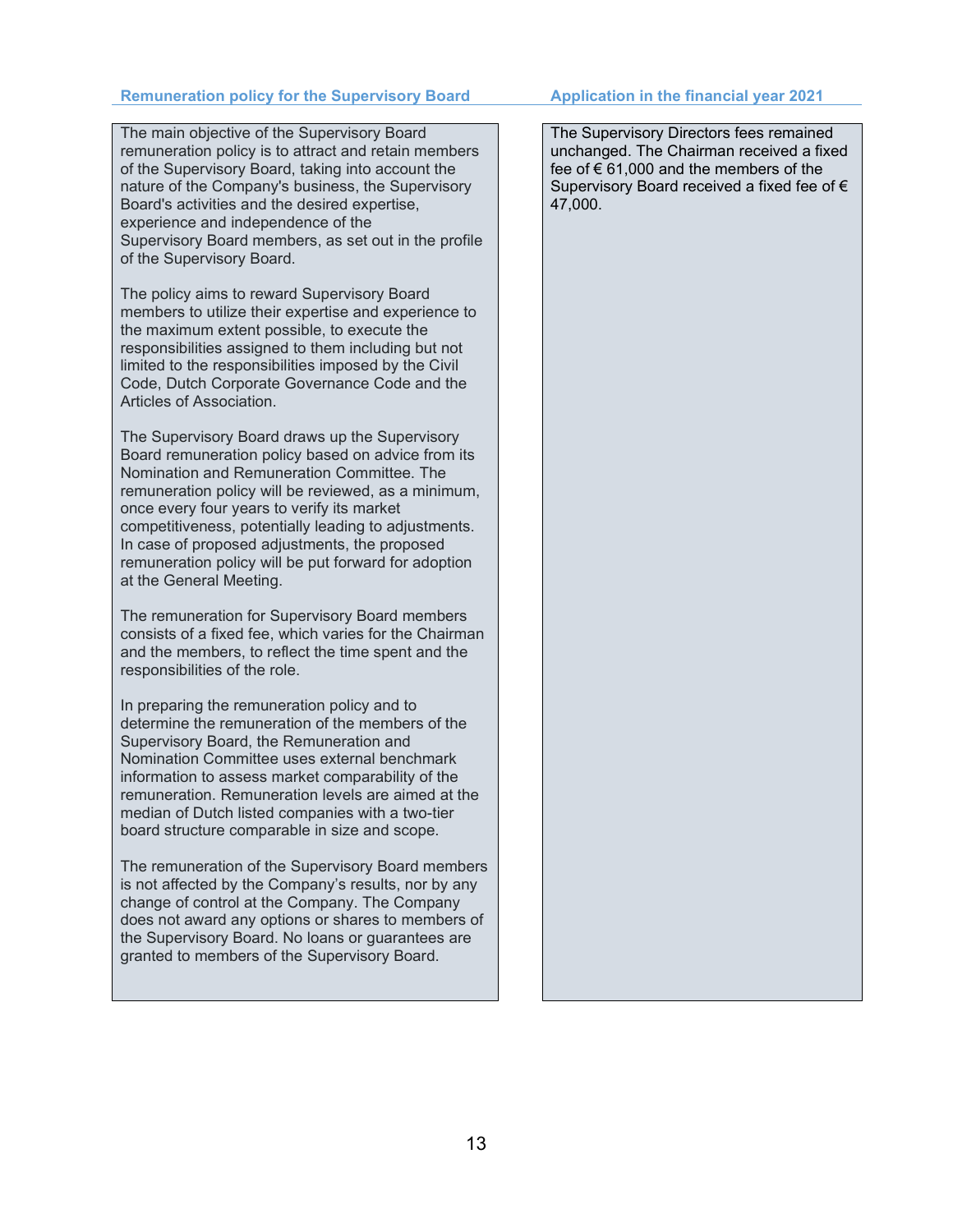| Remuneration policy for the Supervisory Board | Application in the financial year 2021 |
| --- | --- |
| The main objective of the Supervisory Board remuneration policy is to attract and retain members of the Supervisory Board, taking into account the nature of the Company's business, the Supervisory Board's activities and the desired expertise, experience and independence of the Supervisory Board members, as set out in the profile of the Supervisory Board.<br><br>The policy aims to reward Supervisory Board members to utilize their expertise and experience to the maximum extent possible, to execute the responsibilities assigned to them including but not limited to the responsibilities imposed by the Civil Code, Dutch Corporate Governance Code and the Articles of Association.<br><br>The Supervisory Board draws up the Supervisory Board remuneration policy based on advice from its Nomination and Remuneration Committee. The remuneration policy will be reviewed, as a minimum, once every four years to verify its market competitiveness, potentially leading to adjustments. In case of proposed adjustments, the proposed remuneration policy will be put forward for adoption at the General Meeting.<br><br>The remuneration for Supervisory Board members consists of a fixed fee, which varies for the Chairman and the members, to reflect the time spent and the responsibilities of the role.<br><br>In preparing the remuneration policy and to determine the remuneration of the members of the Supervisory Board, the Remuneration and Nomination Committee uses external benchmark information to assess market comparability of the remuneration. Remuneration levels are aimed at the median of Dutch listed companies with a two-tier board structure comparable in size and scope.<br><br>The remuneration of the Supervisory Board members is not affected by the Company's results, nor by any change of control at the Company. The Company does not award any options or shares to members of the Supervisory Board. No loans or guarantees are granted to members of the Supervisory Board. | The Supervisory Directors fees remained unchanged. The Chairman received a fixed fee of € 61,000 and the members of the Supervisory Board received a fixed fee of € 47,000. |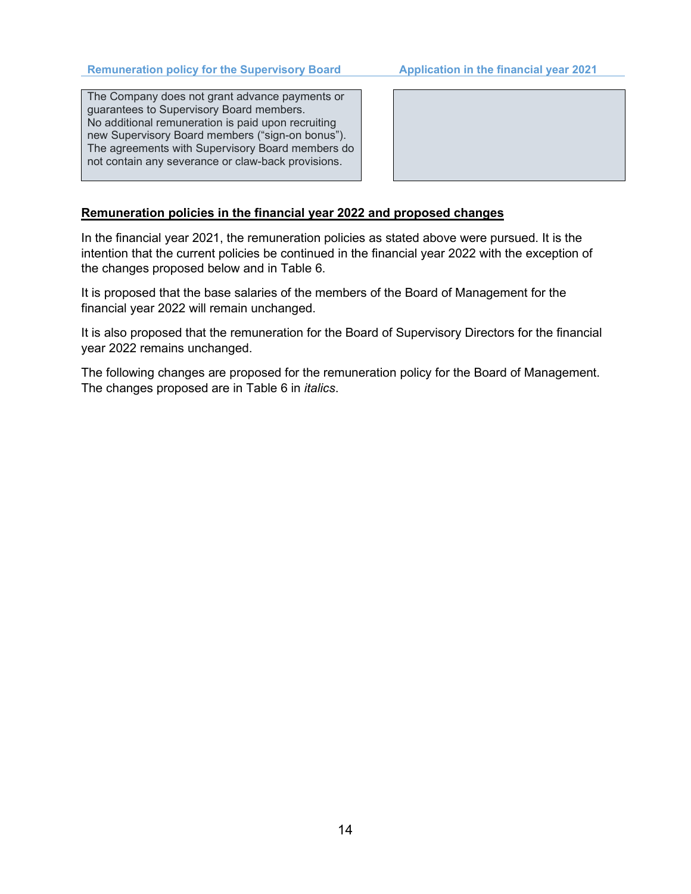| Remuneration policy for the Supervisory Board | Application in the financial year 2021 |
| --- | --- |
| The Company does not grant advance payments or guarantees to Supervisory Board members. No additional remuneration is paid upon recruiting new Supervisory Board members (“sign-on bonus”). The agreements with Supervisory Board members do not contain any severance or claw-back provisions. | |

**Remuneration policies in the financial year 2022 and proposed changes**

In the financial year 2021, the remuneration policies as stated above were pursued. It is the intention that the current policies be continued in the financial year 2022 with the exception of the changes proposed below and in Table 6.

It is proposed that the base salaries of the members of the Board of Management for the financial year 2022 will remain unchanged.

It is also proposed that the remuneration for the Board of Supervisory Directors for the financial year 2022 remains unchanged.

The following changes are proposed for the remuneration policy for the Board of Management. The changes proposed are in Table 6 in *italics*.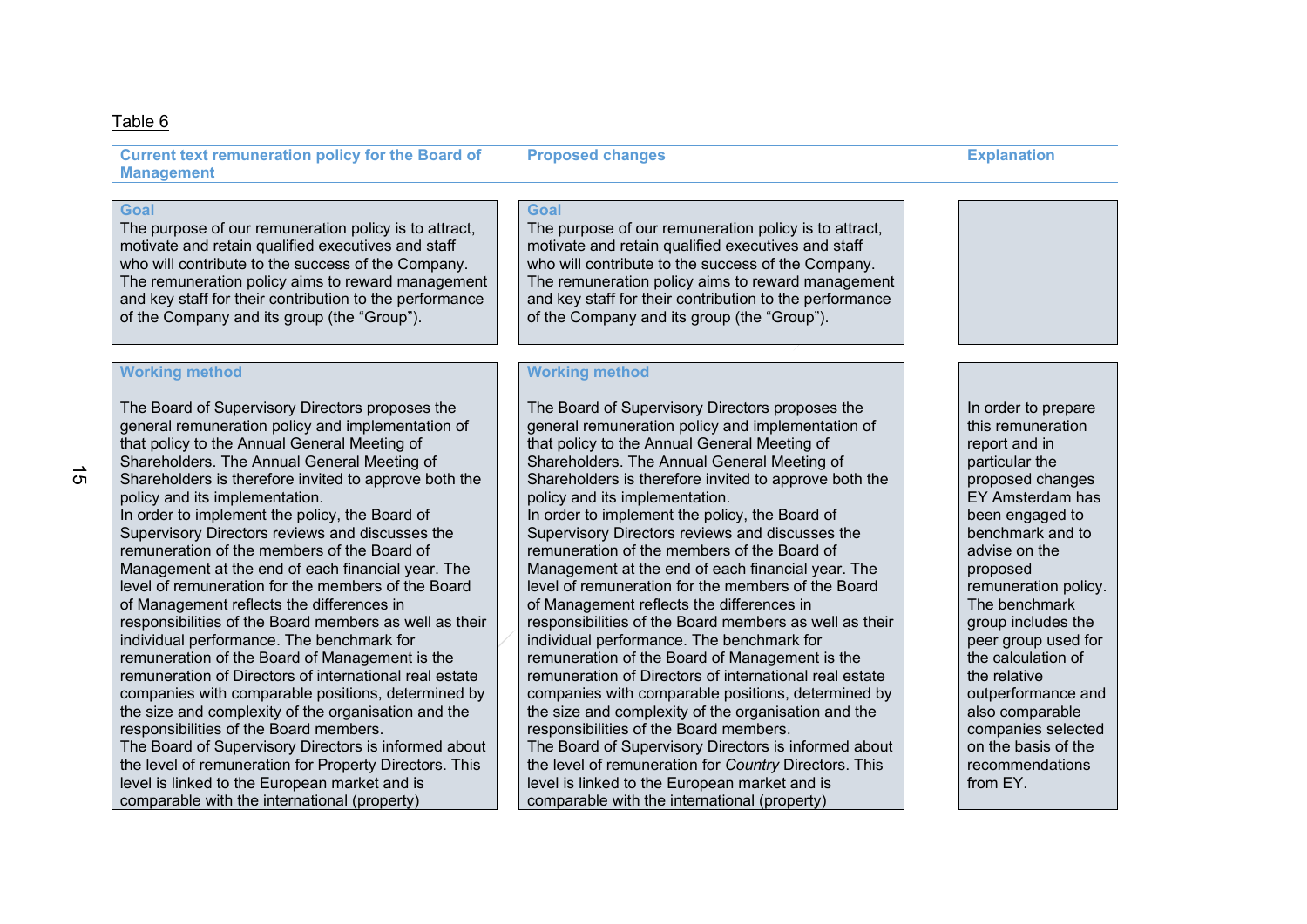Table 6

| Current text remuneration policy for the Board of Management | Proposed changes | Explanation |
|---|---|---|
| **Goal**<br>The purpose of our remuneration policy is to attract, motivate and retain qualified executives and staff who will contribute to the success of the Company. The remuneration policy aims to reward management and key staff for their contribution to the performance of the Company and its group (the "Group"). | **Goal**<br>The purpose of our remuneration policy is to attract, motivate and retain qualified executives and staff who will contribute to the success of the Company. The remuneration policy aims to reward management and key staff for their contribution to the performance of the Company and its group (the "Group"). | |
| **Working method**<br><br>The Board of Supervisory Directors proposes the general remuneration policy and implementation of that policy to the Annual General Meeting of Shareholders. The Annual General Meeting of Shareholders is therefore invited to approve both the policy and its implementation.<br>In order to implement the policy, the Board of Supervisory Directors reviews and discusses the remuneration of the members of the Board of Management at the end of each financial year. The level of remuneration for the members of the Board of Management reflects the differences in responsibilities of the Board members as well as their individual performance. The benchmark for remuneration of the Board of Management is the remuneration of Directors of international real estate companies with comparable positions, determined by the size and complexity of the organisation and the responsibilities of the Board members.<br>The Board of Supervisory Directors is informed about the level of remuneration for Property Directors. This level is linked to the European market and is comparable with the international (property) | **Working method**<br><br>The Board of Supervisory Directors proposes the general remuneration policy and implementation of that policy to the Annual General Meeting of Shareholders. The Annual General Meeting of Shareholders is therefore invited to approve both the policy and its implementation.<br>In order to implement the policy, the Board of Supervisory Directors reviews and discusses the remuneration of the members of the Board of Management at the end of each financial year. The level of remuneration for the members of the Board of Management reflects the differences in responsibilities of the Board members as well as their individual performance. The benchmark for remuneration of the Board of Management is the remuneration of Directors of international real estate companies with comparable positions, determined by the size and complexity of the organisation and the responsibilities of the Board members.<br>The Board of Supervisory Directors is informed about the level of remuneration for *Country* Directors. This level is linked to the European market and is comparable with the international (property) | In order to prepare this remuneration report and in particular the proposed changes EY Amsterdam has been engaged to benchmark and to advise on the proposed remuneration policy. The benchmark group includes the peer group used for the calculation of the relative outperformance and also comparable companies selected on the basis of the recommendations from EY. |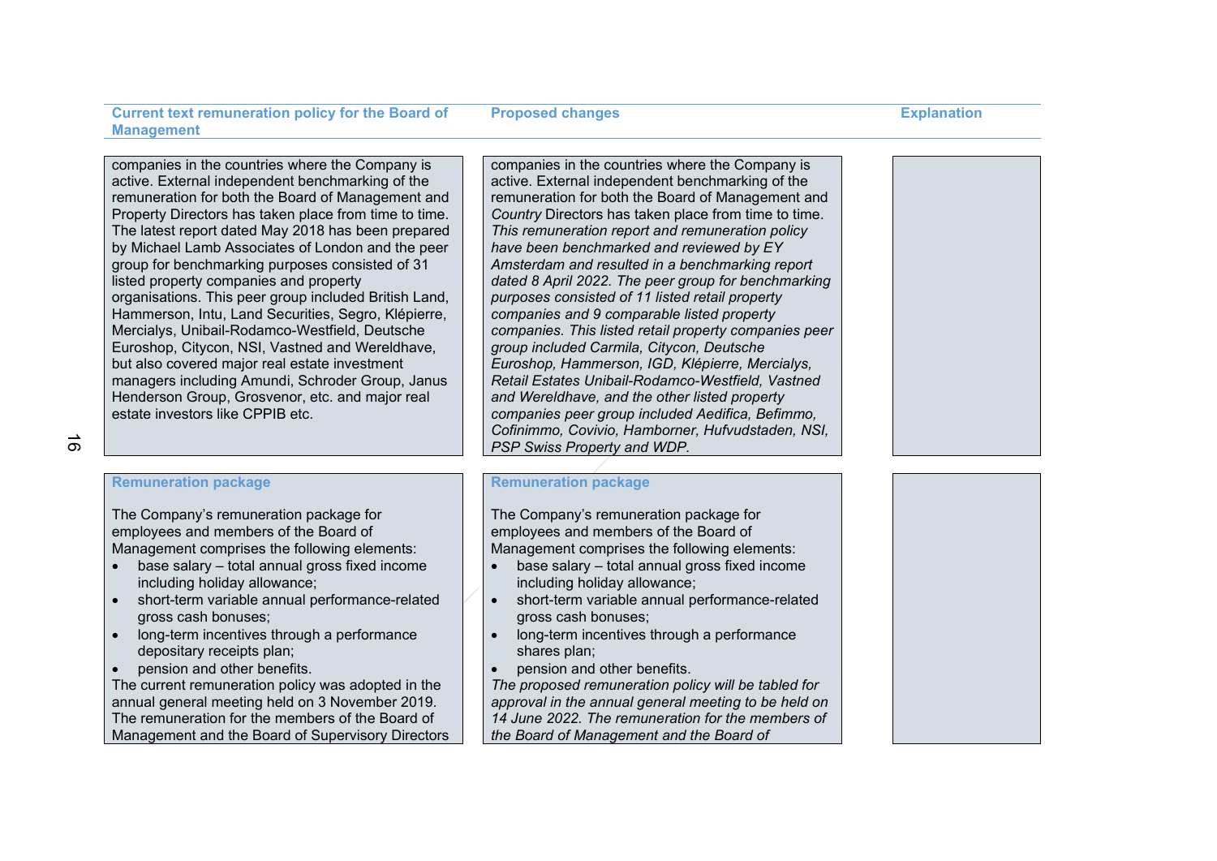| Current text remuneration policy for the Board of Management | Proposed changes | Explanation |
|---|---|---|
| companies in the countries where the Company is active. External independent benchmarking of the remuneration for both the Board of Management and Property Directors has taken place from time to time. The latest report dated May 2018 has been prepared by Michael Lamb Associates of London and the peer group for benchmarking purposes consisted of 31 listed property companies and property organisations. This peer group included British Land, Hammerson, Intu, Land Securities, Segro, Klépierre, Mercialys, Unibail-Rodamco-Westfield, Deutsche Euroshop, Citycon, NSI, Vastned and Wereldhave, but also covered major real estate investment managers including Amundi, Schroder Group, Janus Henderson Group, Grosvenor, etc. and major real estate investors like CPPIB etc. | companies in the countries where the Company is active. External independent benchmarking of the remuneration for both the Board of Management and *Country* Directors has taken place from time to time. *This remuneration report and remuneration policy have been benchmarked and reviewed by EY Amsterdam and resulted in a benchmarking report dated 8 April 2022. The peer group for benchmarking purposes consisted of 11 listed retail property companies and 9 comparable listed property companies. This listed retail property companies peer group included Carmila, Citycon, Deutsche Euroshop, Hammerson, IGD, Klépierre, Mercialys, Retail Estates Unibail-Rodamco-Westfield, Vastned and Wereldhave, and the other listed property companies peer group included Aedifica, Befimmo, Cofinimmo, Covivio, Hamborner, Hufvudstaden, NSI, PSP Swiss Property and WDP.* | |
| **Remuneration package**<br><br>The Company's remuneration package for employees and members of the Board of Management comprises the following elements:<br>• base salary – total annual gross fixed income including holiday allowance;<br>• short-term variable annual performance-related gross cash bonuses;<br>• long-term incentives through a performance depositary receipts plan;<br>• pension and other benefits.<br>The current remuneration policy was adopted in the annual general meeting held on 3 November 2019. The remuneration for the members of the Board of Management and the Board of Supervisory Directors | **Remuneration package**<br><br>The Company's remuneration package for employees and members of the Board of Management comprises the following elements:<br>• base salary – total annual gross fixed income including holiday allowance;<br>• short-term variable annual performance-related gross cash bonuses;<br>• long-term incentives through a performance shares plan;<br>• pension and other benefits.<br>*The proposed remuneration policy will be tabled for approval in the annual general meeting to be held on 14 June 2022. The remuneration for the members of the Board of Management and the Board of* | |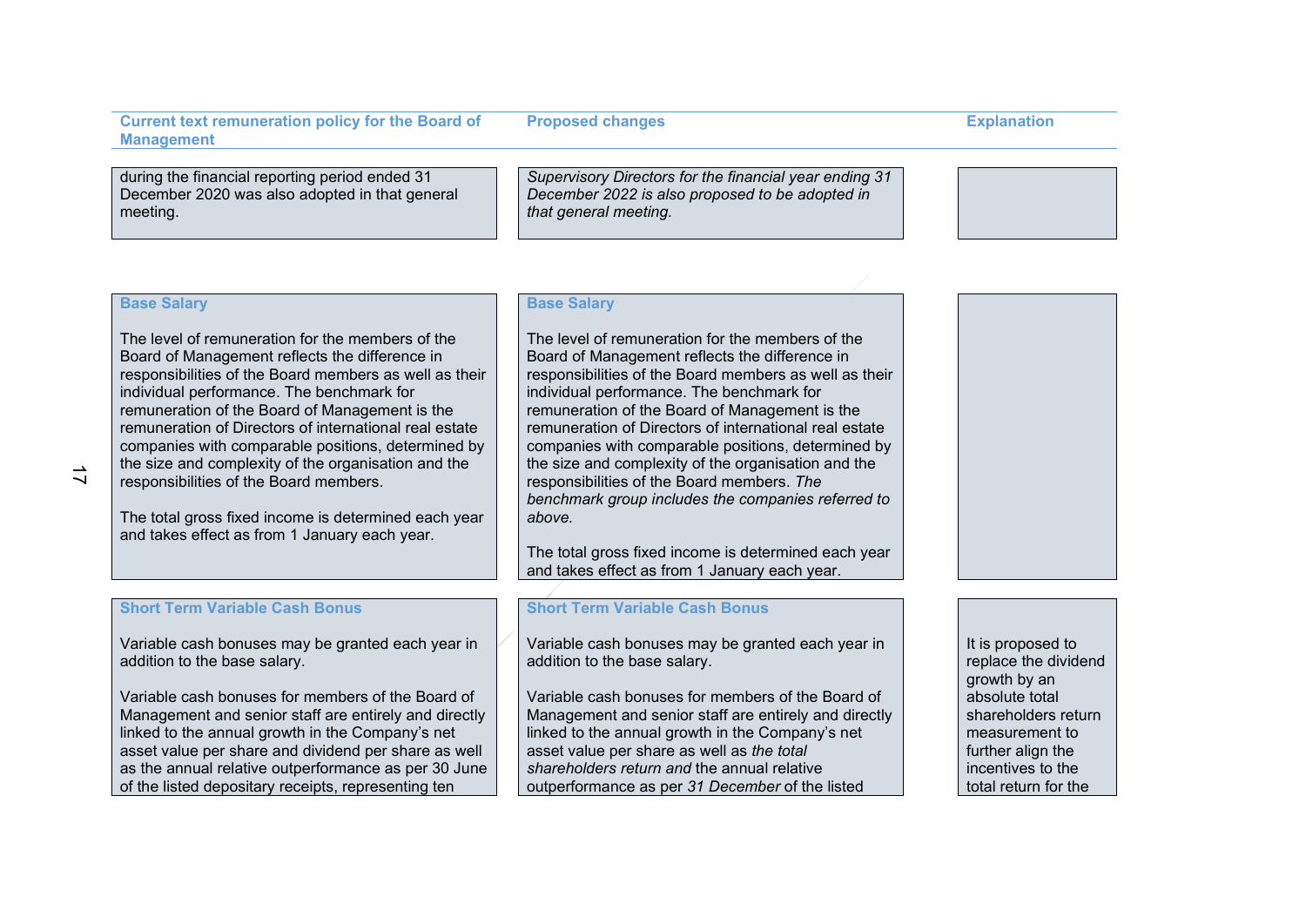| Current text remuneration policy for the Board of Management | Proposed changes | Explanation |
|---|---|---|
| during the financial reporting period ended 31 December 2020 was also adopted in that general meeting. | *Supervisory Directors for the financial year ending 31 December 2022 is also proposed to be adopted in that general meeting.* | |
| **Base Salary**<br><br>The level of remuneration for the members of the Board of Management reflects the difference in responsibilities of the Board members as well as their individual performance. The benchmark for remuneration of the Board of Management is the remuneration of Directors of international real estate companies with comparable positions, determined by the size and complexity of the organisation and the responsibilities of the Board members.<br><br>The total gross fixed income is determined each year and takes effect as from 1 January each year. | **Base Salary**<br><br>The level of remuneration for the members of the Board of Management reflects the difference in responsibilities of the Board members as well as their individual performance. The benchmark for remuneration of the Board of Management is the remuneration of Directors of international real estate companies with comparable positions, determined by the size and complexity of the organisation and the responsibilities of the Board members. *The benchmark group includes the companies referred to above.*<br><br>The total gross fixed income is determined each year and takes effect as from 1 January each year. | |
| **Short Term Variable Cash Bonus**<br><br>Variable cash bonuses may be granted each year in addition to the base salary.<br><br>Variable cash bonuses for members of the Board of Management and senior staff are entirely and directly linked to the annual growth in the Company's net asset value per share and dividend per share as well as the annual relative outperformance as per 30 June of the listed depositary receipts, representing ten | **Short Term Variable Cash Bonus**<br><br>Variable cash bonuses may be granted each year in addition to the base salary.<br><br>Variable cash bonuses for members of the Board of Management and senior staff are entirely and directly linked to the annual growth in the Company's net asset value per share as well as *the total shareholders return and* the annual relative outperformance as per *31 December* of the listed | It is proposed to replace the dividend growth by an absolute total shareholders return measurement to further align the incentives to the total return for the |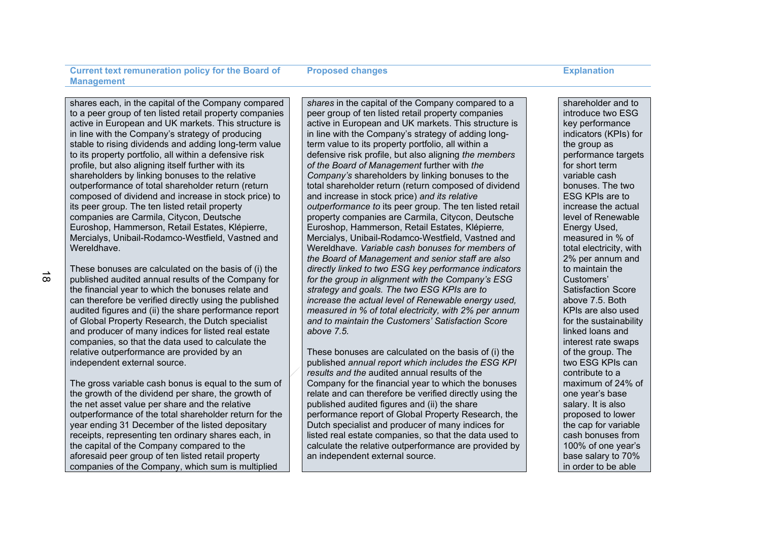| Current text remuneration policy for the Board of Management | Proposed changes | Explanation |
|---|---|---|
| shares each, in the capital of the Company compared to a peer group of ten listed retail property companies active in European and UK markets. This structure is in line with the Company's strategy of producing stable to rising dividends and adding long-term value to its property portfolio, all within a defensive risk profile, but also aligning itself further with its shareholders by linking bonuses to the relative outperformance of total shareholder return (return composed of dividend and increase in stock price) to its peer group. The ten listed retail property companies are Carmila, Citycon, Deutsche Euroshop, Hammerson, Retail Estates, Klépierre, Mercialys, Unibail-Rodamco-Westfield, Vastned and Wereldhave.<br><br>These bonuses are calculated on the basis of (i) the published audited annual results of the Company for the financial year to which the bonuses relate and can therefore be verified directly using the published audited figures and (ii) the share performance report of Global Property Research, the Dutch specialist and producer of many indices for listed real estate companies, so that the data used to calculate the relative outperformance are provided by an independent external source.<br><br>The gross variable cash bonus is equal to the sum of the growth of the dividend per share, the growth of the net asset value per share and the relative outperformance of the total shareholder return for the year ending 31 December of the listed depositary receipts, representing ten ordinary shares each, in the capital of the Company compared to the aforesaid peer group of ten listed retail property companies of the Company, which sum is multiplied | *shares* in the capital of the Company compared to a peer group of ten listed retail property companies active in European and UK markets. This structure is in line with the Company's strategy of adding long-term value to its property portfolio, all within a defensive risk profile, but also aligning *the members of the Board of Management* further with *the Company's* shareholders by linking bonuses to the total shareholder return (return composed of dividend and increase in stock price) *and its relative outperformance to* its peer group. The ten listed retail property companies are Carmila, Citycon, Deutsche Euroshop, Hammerson, Retail Estates, Klépierre, Mercialys, Unibail-Rodamco-Westfield, Vastned and Wereldhave. *Variable cash bonuses for members of the Board of Management and senior staff are also directly linked to two ESG key performance indicators for the group in alignment with the Company's ESG strategy and goals. The two ESG KPIs are to increase the actual level of Renewable energy used, measured in % of total electricity, with 2% per annum and to maintain the Customers' Satisfaction Score above 7.5.*<br><br>These bonuses are calculated on the basis of (i) the published *annual report which includes the ESG KPI results and the* audited annual results of the Company for the financial year to which the bonuses relate and can therefore be verified directly using the published audited figures and (ii) the share performance report of Global Property Research, the Dutch specialist and producer of many indices for listed real estate companies, so that the data used to calculate the relative outperformance are provided by an independent external source. | shareholder and to introduce two ESG key performance indicators (KPIs) for the group as performance targets for short term variable cash bonuses. The two ESG KPIs are to increase the actual level of Renewable Energy Used, measured in % of total electricity, with 2% per annum and to maintain the Customers' Satisfaction Score above 7.5. Both KPIs are also used for the sustainability linked loans and interest rate swaps of the group. The two ESG KPIs can contribute to a maximum of 24% of one year's base salary. It is also proposed to lower the cap for variable cash bonuses from 100% of one year's base salary to 70% in order to be able |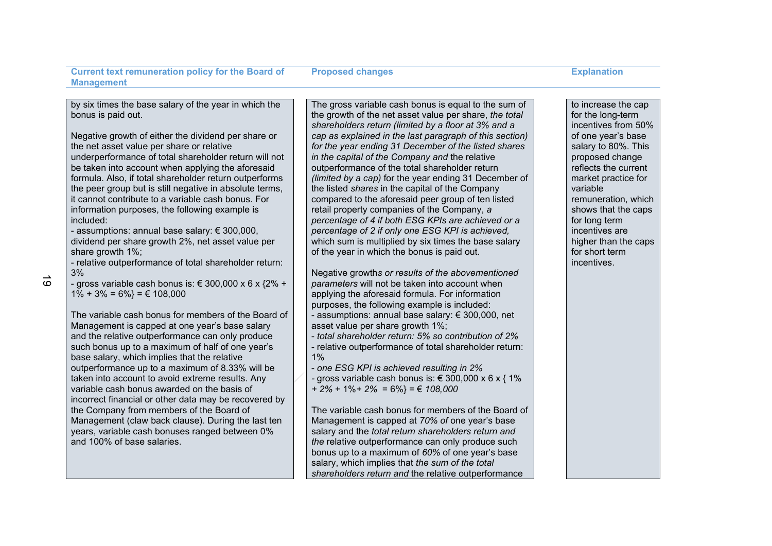| Current text remuneration policy for the Board of Management | Proposed changes | Explanation |
|---|---|---|
| by six times the base salary of the year in which the bonus is paid out.<br><br>Negative growth of either the dividend per share or the net asset value per share or relative underperformance of total shareholder return will not be taken into account when applying the aforesaid formula. Also, if total shareholder return outperforms the peer group but is still negative in absolute terms, it cannot contribute to a variable cash bonus. For information purposes, the following example is included:<br>- assumptions: annual base salary: € 300,000, dividend per share growth 2%, net asset value per share growth 1%;<br>- relative outperformance of total shareholder return: 3%<br>- gross variable cash bonus is: € 300,000 x 6 x {2% + 1% + 3% = 6%} = € 108,000<br><br>The variable cash bonus for members of the Board of Management is capped at one year's base salary and the relative outperformance can only produce such bonus up to a maximum of half of one year's base salary, which implies that the relative outperformance up to a maximum of 8.33% will be taken into account to avoid extreme results. Any variable cash bonus awarded on the basis of incorrect financial or other data may be recovered by the Company from members of the Board of Management (claw back clause). During the last ten years, variable cash bonuses ranged between 0% and 100% of base salaries. | The gross variable cash bonus is equal to the sum of the growth of the net asset value per share, *the total shareholders return (limited by a floor at 3% and a cap as explained in the last paragraph of this section) for the year ending 31 December of the listed shares in the capital of the Company and* the relative outperformance of the total shareholder return *(limited by a cap)* for the year ending 31 December of the listed *shares* in the capital of the Company compared to the aforesaid peer group of ten listed retail property companies of the Company, *a percentage of 4 if both ESG KPIs are achieved or a percentage of 2 if only one ESG KPI is achieved,* which sum is multiplied by six times the base salary of the year in which the bonus is paid out.<br><br>Negative growth*s or results of the abovementioned parameters* will not be taken into account when applying the aforesaid formula. For information purposes, the following example is included:<br>- assumptions: annual base salary: € 300,000, net asset value per share growth 1%;<br>*- total shareholder return: 5% so contribution of 2%*<br>- relative outperformance of total shareholder return: 1%<br>*- one ESG KPI is achieved resulting in 2%*<br>- gross variable cash bonus is: € 300,000 x 6 x { 1% *+ 2%* + 1%*+ 2%* = 6%} = € *108,000*<br><br>The variable cash bonus for members of the Board of Management is capped at *70% of* one year's base salary and the *total return shareholders return and the* relative outperformance can only produce such bonus up to a maximum of *60%* of one year's base salary, which implies that *the sum of the total shareholders return and* the relative outperformance | to increase the cap for the long-term incentives from 50% of one year's base salary to 80%. This proposed change reflects the current market practice for variable remuneration, which shows that the caps for long term incentives are higher than the caps for short term incentives. |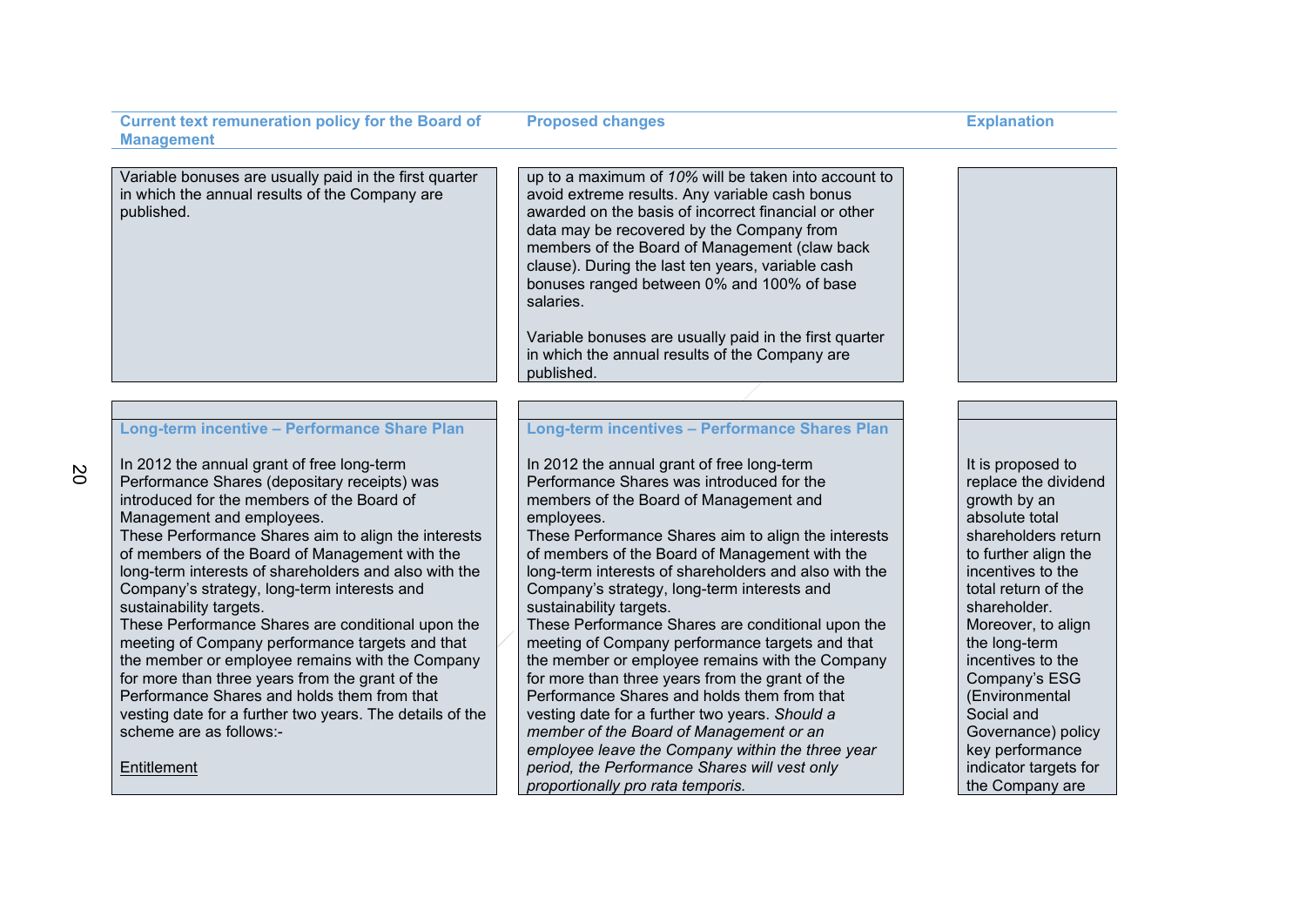| Current text remuneration policy for the Board of Management | Proposed changes | Explanation |
|---|---|---|
| Variable bonuses are usually paid in the first quarter in which the annual results of the Company are published. | up to a maximum of *10%* will be taken into account to avoid extreme results. Any variable cash bonus awarded on the basis of incorrect financial or other data may be recovered by the Company from members of the Board of Management (claw back clause). During the last ten years, variable cash bonuses ranged between 0% and 100% of base salaries.<br><br>Variable bonuses are usually paid in the first quarter in which the annual results of the Company are published. | |
| **Long-term incentive – Performance Share Plan**<br><br>In 2012 the annual grant of free long-term Performance Shares (depositary receipts) was introduced for the members of the Board of Management and employees.<br>These Performance Shares aim to align the interests of members of the Board of Management with the long-term interests of shareholders and also with the Company's strategy, long-term interests and sustainability targets.<br>These Performance Shares are conditional upon the meeting of Company performance targets and that the member or employee remains with the Company for more than three years from the grant of the Performance Shares and holds them from that vesting date for a further two years. The details of the scheme are as follows:-<br><br><u>Entitlement</u> | **Long-term incentives – Performance Shares Plan**<br><br>In 2012 the annual grant of free long-term Performance Shares was introduced for the members of the Board of Management and employees.<br>These Performance Shares aim to align the interests of members of the Board of Management with the long-term interests of shareholders and also with the Company's strategy, long-term interests and sustainability targets.<br>These Performance Shares are conditional upon the meeting of Company performance targets and that the member or employee remains with the Company for more than three years from the grant of the Performance Shares and holds them from that vesting date for a further two years. *Should a member of the Board of Management or an employee leave the Company within the three year period, the Performance Shares will vest only proportionally pro rata temporis.* | It is proposed to replace the dividend growth by an absolute total shareholders return to further align the incentives to the total return of the shareholder.<br>Moreover, to align the long-term incentives to the Company's ESG (Environmental Social and Governance) policy key performance indicator targets for the Company are |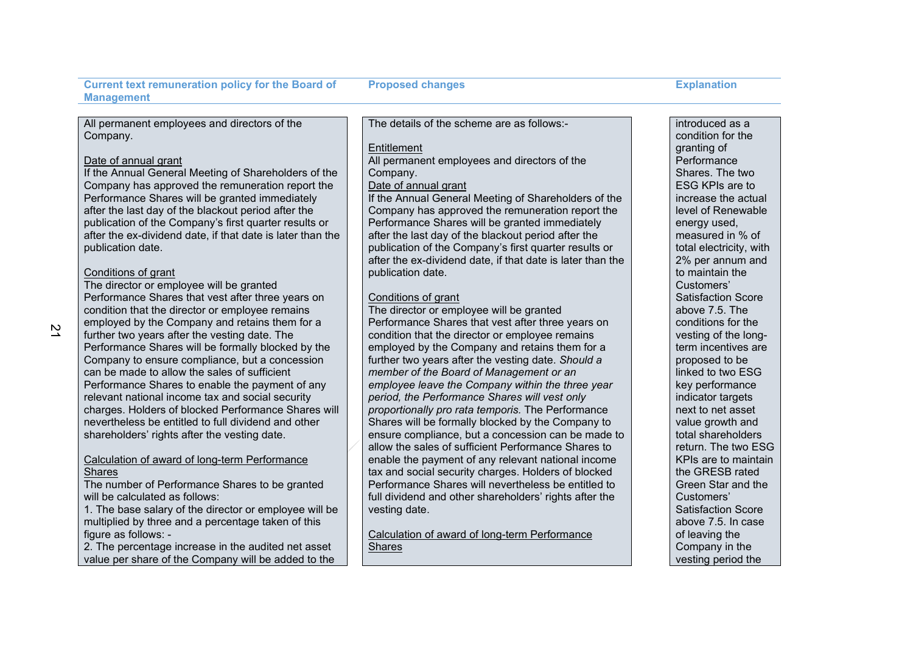| Current text remuneration policy for the Board of Management | Proposed changes | Explanation |
|---|---|---|
| All permanent employees and directors of the Company.<br><br><u>Date of annual grant</u><br>If the Annual General Meeting of Shareholders of the Company has approved the remuneration report the Performance Shares will be granted immediately after the last day of the blackout period after the publication of the Company's first quarter results or after the ex-dividend date, if that date is later than the publication date.<br><br><u>Conditions of grant</u><br>The director or employee will be granted Performance Shares that vest after three years on condition that the director or employee remains employed by the Company and retains them for a further two years after the vesting date. The Performance Shares will be formally blocked by the Company to ensure compliance, but a concession can be made to allow the sales of sufficient Performance Shares to enable the payment of any relevant national income tax and social security charges. Holders of blocked Performance Shares will nevertheless be entitled to full dividend and other shareholders' rights after the vesting date.<br><br><u>Calculation of award of long-term Performance Shares</u><br>The number of Performance Shares to be granted will be calculated as follows:<br>1. The base salary of the director or employee will be multiplied by three and a percentage taken of this figure as follows: -<br>2. The percentage increase in the audited net asset value per share of the Company will be added to the | The details of the scheme are as follows:-<br><br><u>Entitlement</u><br>All permanent employees and directors of the Company.<br><u>Date of annual grant</u><br>If the Annual General Meeting of Shareholders of the Company has approved the remuneration report the Performance Shares will be granted immediately after the last day of the blackout period after the publication of the Company's first quarter results or after the ex-dividend date, if that date is later than the publication date.<br><br><u>Conditions of grant</u><br>The director or employee will be granted Performance Shares that vest after three years on condition that the director or employee remains employed by the Company and retains them for a further two years after the vesting date. *Should a member of the Board of Management or an employee leave the Company within the three year period, the Performance Shares will vest only proportionally pro rata temporis.* The Performance Shares will be formally blocked by the Company to ensure compliance, but a concession can be made to allow the sales of sufficient Performance Shares to enable the payment of any relevant national income tax and social security charges. Holders of blocked Performance Shares will nevertheless be entitled to full dividend and other shareholders' rights after the vesting date.<br><br><u>Calculation of award of long-term Performance Shares</u> | introduced as a condition for the granting of Performance Shares. The two ESG KPIs are to increase the actual level of Renewable energy used, measured in % of total electricity, with 2% per annum and to maintain the Customers' Satisfaction Score above 7.5. The conditions for the vesting of the long-term incentives are proposed to be linked to two ESG key performance indicator targets next to net asset value growth and total shareholders return. The two ESG KPIs are to maintain the GRESB rated Green Star and the Customers' Satisfaction Score above 7.5. In case of leaving the Company in the vesting period the |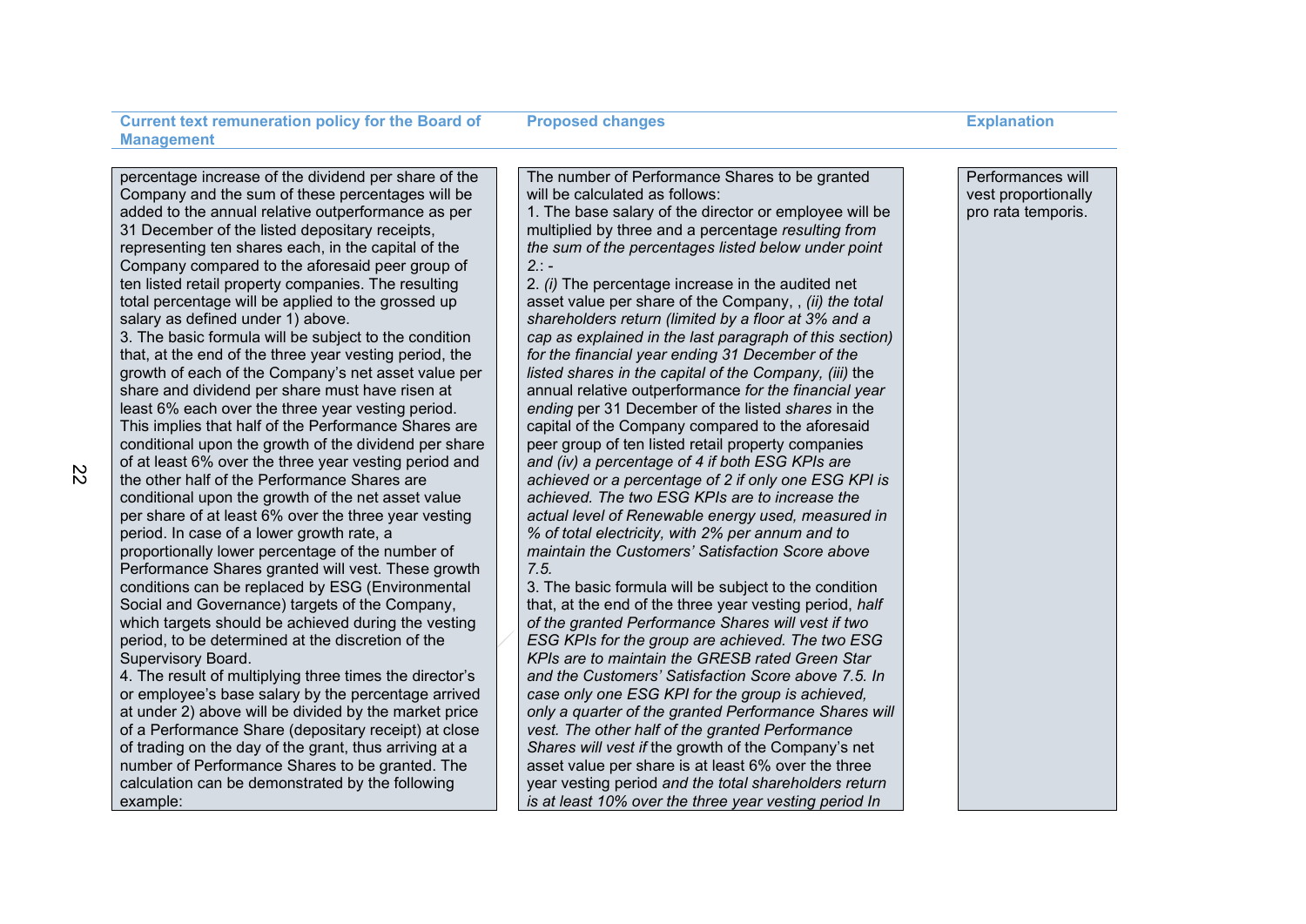| Current text remuneration policy for the Board of Management | Proposed changes | Explanation |
|---|---|---|
| percentage increase of the dividend per share of the Company and the sum of these percentages will be added to the annual relative outperformance as per 31 December of the listed depositary receipts, representing ten shares each, in the capital of the Company compared to the aforesaid peer group of ten listed retail property companies. The resulting total percentage will be applied to the grossed up salary as defined under 1) above.<br>3. The basic formula will be subject to the condition that, at the end of the three year vesting period, the growth of each of the Company's net asset value per share and dividend per share must have risen at least 6% each over the three year vesting period. This implies that half of the Performance Shares are conditional upon the growth of the dividend per share of at least 6% over the three year vesting period and the other half of the Performance Shares are conditional upon the growth of the net asset value per share of at least 6% over the three year vesting period. In case of a lower growth rate, a proportionally lower percentage of the number of Performance Shares granted will vest. These growth conditions can be replaced by ESG (Environmental Social and Governance) targets of the Company, which targets should be achieved during the vesting period, to be determined at the discretion of the Supervisory Board.<br>4. The result of multiplying three times the director's or employee's base salary by the percentage arrived at under 2) above will be divided by the market price of a Performance Share (depositary receipt) at close of trading on the day of the grant, thus arriving at a number of Performance Shares to be granted. The calculation can be demonstrated by the following example: | The number of Performance Shares to be granted will be calculated as follows:<br>1. The base salary of the director or employee will be multiplied by three and a percentage *resulting from the sum of the percentages listed below under point 2.*: -<br>2. *(i)* The percentage increase in the audited net asset value per share of the Company, , *(ii) the total shareholders return (limited by a floor at 3% and a cap as explained in the last paragraph of this section) for the financial year ending 31 December of the listed shares in the capital of the Company, (iii)* the annual relative outperformance *for the financial year ending* per 31 December of the listed *shares* in the capital of the Company compared to the aforesaid peer group of ten listed retail property companies *and (iv) a percentage of 4 if both ESG KPIs are achieved or a percentage of 2 if only one ESG KPI is achieved. The two ESG KPIs are to increase the actual level of Renewable energy used, measured in % of total electricity, with 2% per annum and to maintain the Customers' Satisfaction Score above 7.5.*<br>3. The basic formula will be subject to the condition that, at the end of the three year vesting period, *half of the granted Performance Shares will vest if two ESG KPIs for the group are achieved. The two ESG KPIs are to maintain the GRESB rated Green Star and the Customers' Satisfaction Score above 7.5. In case only one ESG KPI for the group is achieved, only a quarter of the granted Performance Shares will vest. The other half of the granted Performance Shares will vest if* the growth of the Company's net asset value per share is at least 6% over the three year vesting period *and the total shareholders return is at least 10% over the three year vesting period In* | Performances will vest proportionally pro rata temporis. |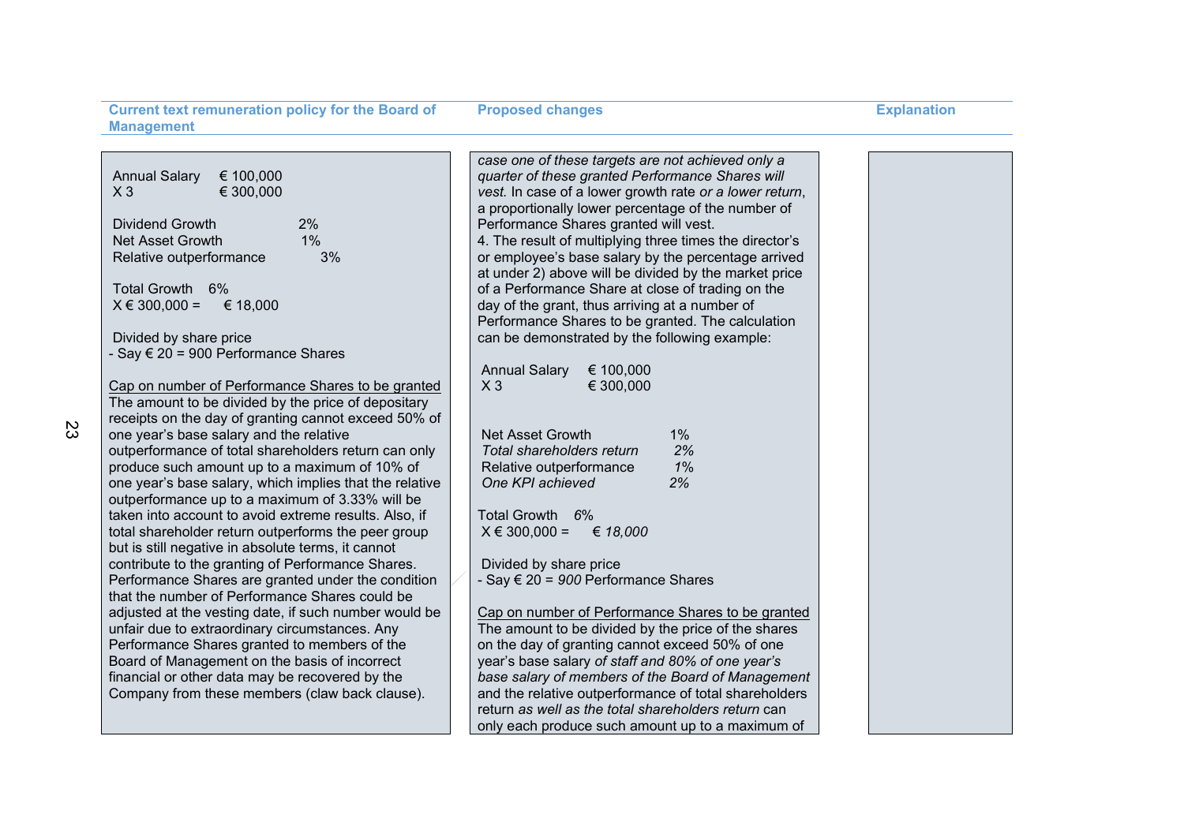| Current text remuneration policy for the Board of Management | Proposed changes | Explanation |
|---|---|---|
| Annual Salary € 100,000<br>X 3 € 300,000<br><br>Dividend Growth 2%<br>Net Asset Growth 1%<br>Relative outperformance 3%<br><br>Total Growth 6%<br>X € 300,000 = € 18,000<br><br>Divided by share price<br>- Say € 20 = 900 Performance Shares<br><br><u>Cap on number of Performance Shares to be granted</u><br>The amount to be divided by the price of depositary receipts on the day of granting cannot exceed 50% of one year's base salary and the relative outperformance of total shareholders return can only produce such amount up to a maximum of 10% of one year's base salary, which implies that the relative outperformance up to a maximum of 3.33% will be taken into account to avoid extreme results. Also, if total shareholder return outperforms the peer group but is still negative in absolute terms, it cannot contribute to the granting of Performance Shares. Performance Shares are granted under the condition that the number of Performance Shares could be adjusted at the vesting date, if such number would be unfair due to extraordinary circumstances. Any Performance Shares granted to members of the Board of Management on the basis of incorrect financial or other data may be recovered by the Company from these members (claw back clause). | *case one of these targets are not achieved only a quarter of these granted Performance Shares will vest.* In case of a lower growth rate *or a lower return*, a proportionally lower percentage of the number of Performance Shares granted will vest.<br>4. The result of multiplying three times the director's or employee's base salary by the percentage arrived at under 2) above will be divided by the market price of a Performance Share at close of trading on the day of the grant, thus arriving at a number of Performance Shares to be granted. The calculation can be demonstrated by the following example:<br><br>Annual Salary € 100,000<br>X 3 € 300,000<br><br>Net Asset Growth 1%<br>*Total shareholders return 2%*<br>Relative outperformance *1%*<br>*One KPI achieved 2%*<br><br>Total Growth *6%*<br>X € 300,000 = *€ 18,000*<br><br>Divided by share price<br>- Say € 20 = *900* Performance Shares<br><br><u>Cap on number of Performance Shares to be granted</u><br>The amount to be divided by the price of the shares on the day of granting cannot exceed 50% of one year's base salary *of staff and 80% of one year's base salary of members of the Board of Management* and the relative outperformance of total shareholders return *as well as the total shareholders return* can only each produce such amount up to a maximum of | |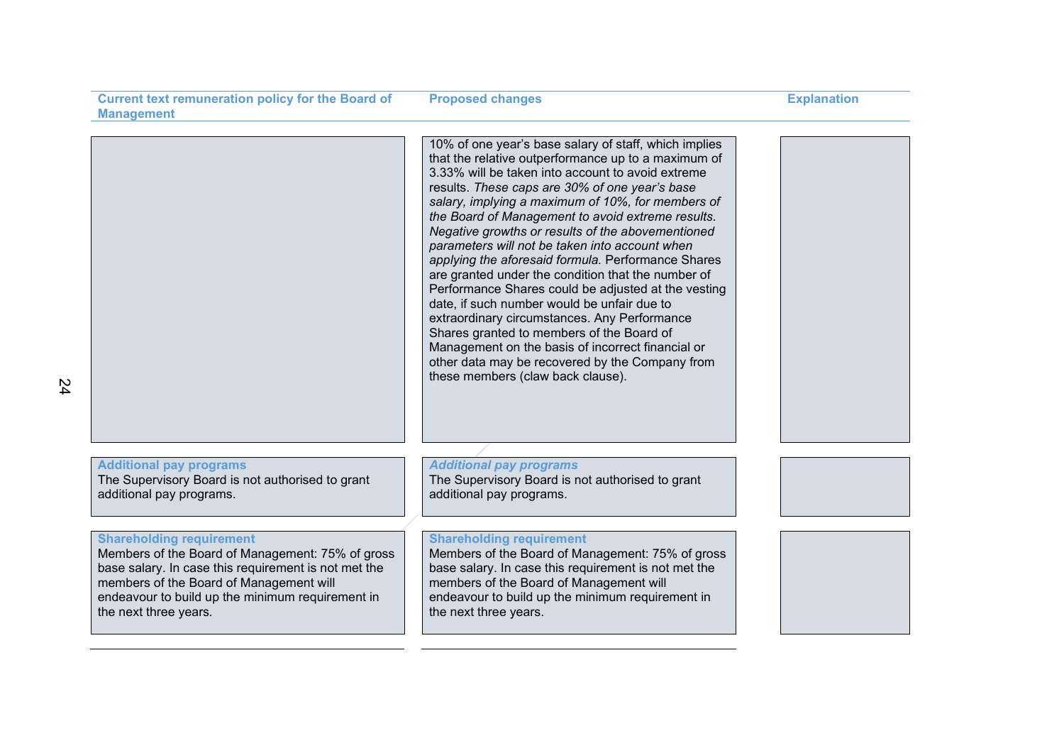| Current text remuneration policy for the Board of Management | Proposed changes | Explanation |
|---|---|---|
| | 10% of one year's base salary of staff, which implies that the relative outperformance up to a maximum of 3.33% will be taken into account to avoid extreme results. *These caps are 30% of one year's base salary, implying a maximum of 10%, for members of the Board of Management to avoid extreme results. Negative growths or results of the abovementioned parameters will not be taken into account when applying the aforesaid formula.* Performance Shares are granted under the condition that the number of Performance Shares could be adjusted at the vesting date, if such number would be unfair due to extraordinary circumstances. Any Performance Shares granted to members of the Board of Management on the basis of incorrect financial or other data may be recovered by the Company from these members (claw back clause). | |
| **Additional pay programs**<br>The Supervisory Board is not authorised to grant additional pay programs. | ***Additional pay programs***<br>The Supervisory Board is not authorised to grant additional pay programs. | |
| **Shareholding requirement**<br>Members of the Board of Management: 75% of gross base salary. In case this requirement is not met the members of the Board of Management will endeavour to build up the minimum requirement in the next three years. | **Shareholding requirement**<br>Members of the Board of Management: 75% of gross base salary. In case this requirement is not met the members of the Board of Management will endeavour to build up the minimum requirement in the next three years. | |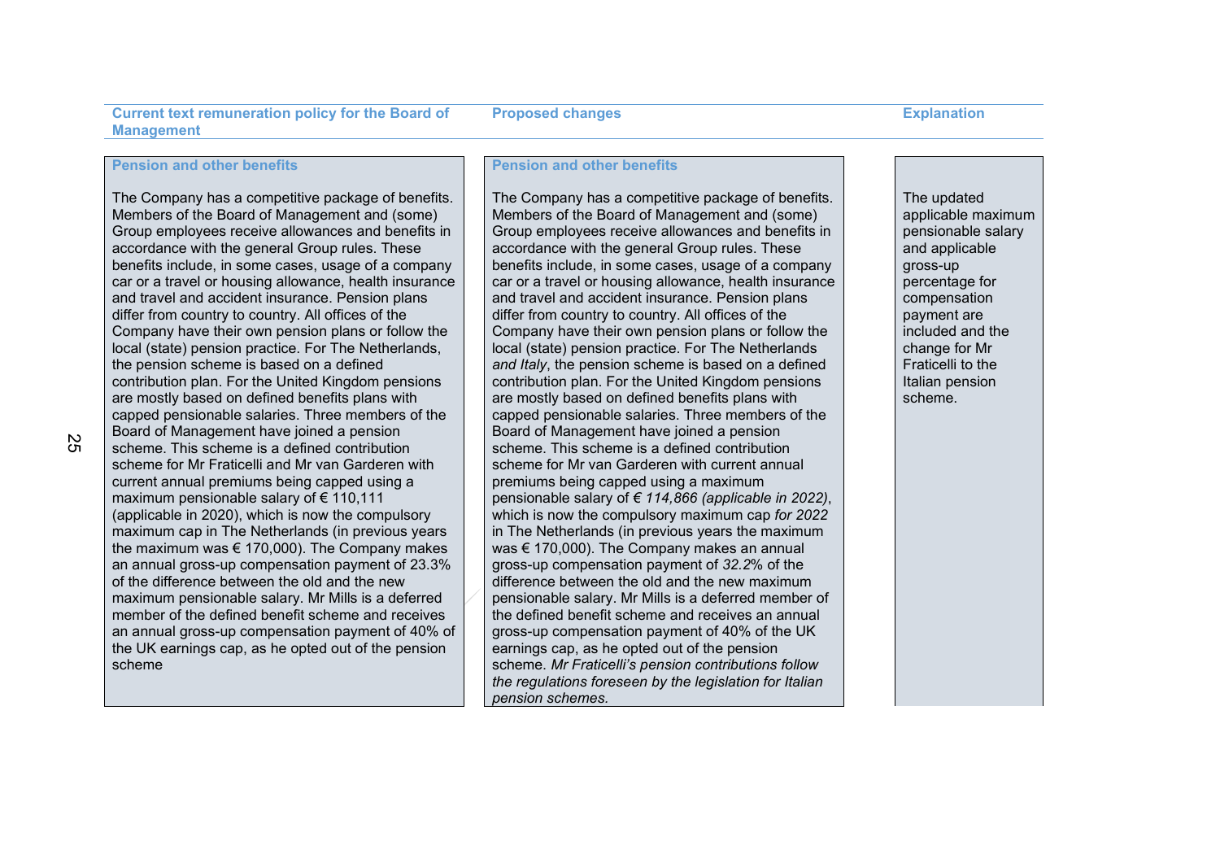| Current text remuneration policy for the Board of Management | Proposed changes | Explanation |
| --- | --- | --- |
| **Pension and other benefits**<br><br>The Company has a competitive package of benefits. Members of the Board of Management and (some) Group employees receive allowances and benefits in accordance with the general Group rules. These benefits include, in some cases, usage of a company car or a travel or housing allowance, health insurance and travel and accident insurance. Pension plans differ from country to country. All offices of the Company have their own pension plans or follow the local (state) pension practice. For The Netherlands, the pension scheme is based on a defined contribution plan. For the United Kingdom pensions are mostly based on defined benefits plans with capped pensionable salaries. Three members of the Board of Management have joined a pension scheme. This scheme is a defined contribution scheme for Mr Fraticelli and Mr van Garderen with current annual premiums being capped using a maximum pensionable salary of € 110,111 (applicable in 2020), which is now the compulsory maximum cap in The Netherlands (in previous years the maximum was € 170,000). The Company makes an annual gross-up compensation payment of 23.3% of the difference between the old and the new maximum pensionable salary. Mr Mills is a deferred member of the defined benefit scheme and receives an annual gross-up compensation payment of 40% of the UK earnings cap, as he opted out of the pension scheme | **Pension and other benefits**<br><br>The Company has a competitive package of benefits. Members of the Board of Management and (some) Group employees receive allowances and benefits in accordance with the general Group rules. These benefits include, in some cases, usage of a company car or a travel or housing allowance, health insurance and travel and accident insurance. Pension plans differ from country to country. All offices of the Company have their own pension plans or follow the local (state) pension practice. For The Netherlands *and Italy*, the pension scheme is based on a defined contribution plan. For the United Kingdom pensions are mostly based on defined benefits plans with capped pensionable salaries. Three members of the Board of Management have joined a pension scheme. This scheme is a defined contribution scheme for Mr van Garderen with current annual premiums being capped using a maximum pensionable salary of *€ 114,866 (applicable in 2022)*, which is now the compulsory maximum cap *for 2022* in The Netherlands (in previous years the maximum was € 170,000). The Company makes an annual gross-up compensation payment of *32.2*% of the difference between the old and the new maximum pensionable salary. Mr Mills is a deferred member of the defined benefit scheme and receives an annual gross-up compensation payment of 40% of the UK earnings cap, as he opted out of the pension scheme. *Mr Fraticelli's pension contributions follow the regulations foreseen by the legislation for Italian pension schemes.* | The updated applicable maximum pensionable salary and applicable gross-up percentage for compensation payment are included and the change for Mr Fraticelli to the Italian pension scheme. |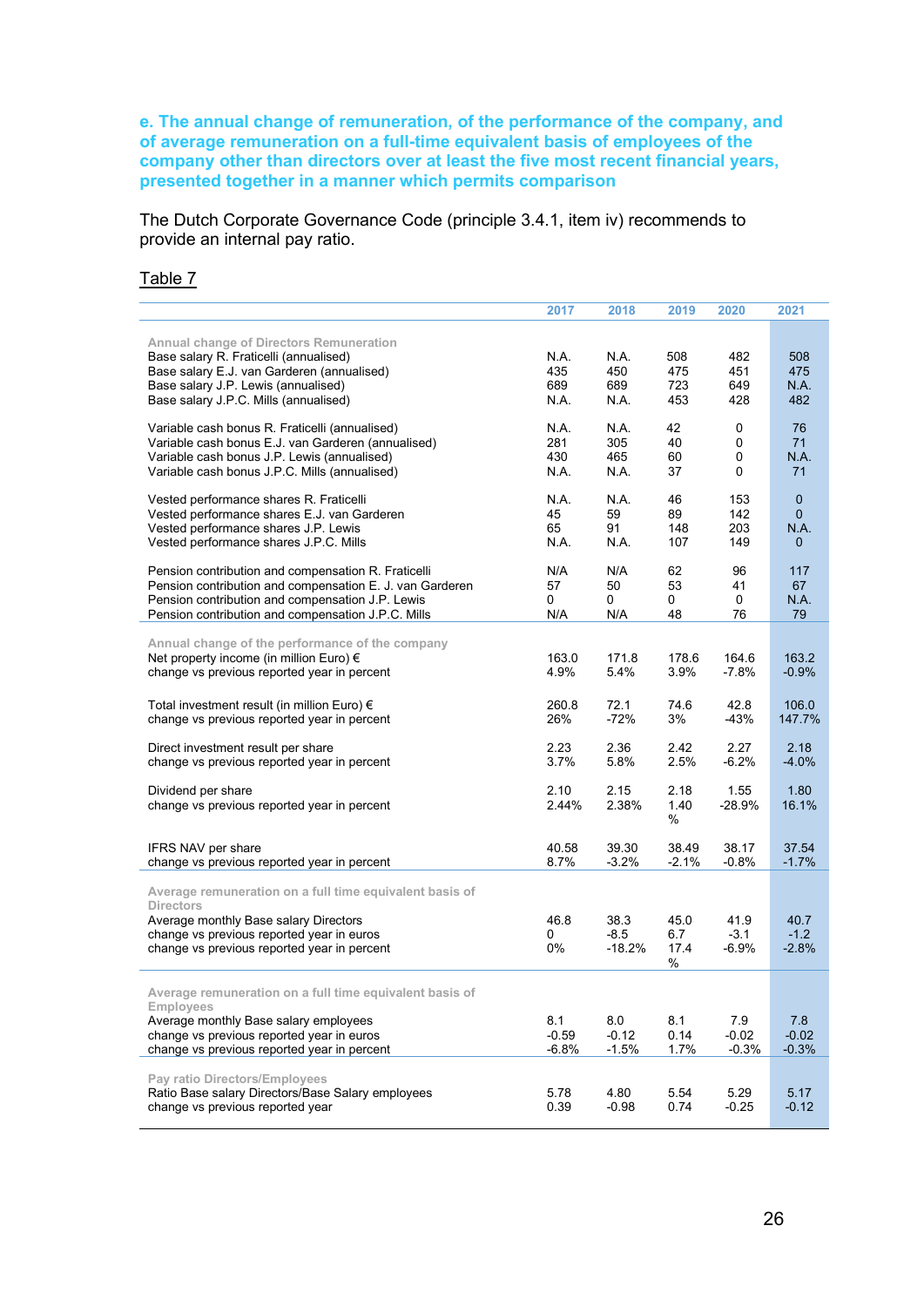### e. The annual change of remuneration, of the performance of the company, and of average remuneration on a full-time equivalent basis of employees of the company other than directors over at least the five most recent financial years, presented together in a manner which permits comparison

The Dutch Corporate Governance Code (principle 3.4.1, item iv) recommends to provide an internal pay ratio.

Table 7

| | 2017 | 2018 | 2019 | 2020 | 2021 |
|---|---|---|---|---|---|
| **Annual change of Directors Remuneration** | | | | | |
| Base salary R. Fraticelli (annualised) | N.A. | N.A. | 508 | 482 | 508 |
| Base salary E.J. van Garderen (annualised) | 435 | 450 | 475 | 451 | 475 |
| Base salary J.P. Lewis (annualised) | 689 | 689 | 723 | 649 | N.A. |
| Base salary J.P.C. Mills (annualised) | N.A. | N.A. | 453 | 428 | 482 |
| Variable cash bonus R. Fraticelli (annualised) | N.A. | N.A. | 42 | 0 | 76 |
| Variable cash bonus E.J. van Garderen (annualised) | 281 | 305 | 40 | 0 | 71 |
| Variable cash bonus J.P. Lewis (annualised) | 430 | 465 | 60 | 0 | N.A. |
| Variable cash bonus J.P.C. Mills (annualised) | N.A. | N.A. | 37 | 0 | 71 |
| Vested performance shares R. Fraticelli | N.A. | N.A. | 46 | 153 | 0 |
| Vested performance shares E.J. van Garderen | 45 | 59 | 89 | 142 | 0 |
| Vested performance shares J.P. Lewis | 65 | 91 | 148 | 203 | N.A. |
| Vested performance shares J.P.C. Mills | N.A. | N.A. | 107 | 149 | 0 |
| Pension contribution and compensation R. Fraticelli | N/A | N/A | 62 | 96 | 117 |
| Pension contribution and compensation E. J. van Garderen | 57 | 50 | 53 | 41 | 67 |
| Pension contribution and compensation J.P. Lewis | 0 | 0 | 0 | 0 | N.A. |
| Pension contribution and compensation J.P.C. Mills | N/A | N/A | 48 | 76 | 79 |
| **Annual change of the performance of the company** | | | | | |
| Net property income (in million Euro) € | 163.0 | 171.8 | 178.6 | 164.6 | 163.2 |
| change vs previous reported year in percent | 4.9% | 5.4% | 3.9% | -7.8% | -0.9% |
| Total investment result (in million Euro) € | 260.8 | 72.1 | 74.6 | 42.8 | 106.0 |
| change vs previous reported year in percent | 26% | -72% | 3% | -43% | 147.7% |
| Direct investment result per share | 2.23 | 2.36 | 2.42 | 2.27 | 2.18 |
| change vs previous reported year in percent | 3.7% | 5.8% | 2.5% | -6.2% | -4.0% |
| Dividend per share | 2.10 | 2.15 | 2.18 | 1.55 | 1.80 |
| change vs previous reported year in percent | 2.44% | 2.38% | 1.40 % | -28.9% | 16.1% |
| IFRS NAV per share | 40.58 | 39.30 | 38.49 | 38.17 | 37.54 |
| change vs previous reported year in percent | 8.7% | -3.2% | -2.1% | -0.8% | -1.7% |
| **Average remuneration on a full time equivalent basis of Directors** | | | | | |
| Average monthly Base salary Directors | 46.8 | 38.3 | 45.0 | 41.9 | 40.7 |
| change vs previous reported year in euros | 0 | -8.5 | 6.7 | -3.1 | -1.2 |
| change vs previous reported year in percent | 0% | -18.2% | 17.4 % | -6.9% | -2.8% |
| **Average remuneration on a full time equivalent basis of Employees** | | | | | |
| Average monthly Base salary employees | 8.1 | 8.0 | 8.1 | 7.9 | 7.8 |
| change vs previous reported year in euros | -0.59 | -0.12 | 0.14 | -0.02 | -0.02 |
| change vs previous reported year in percent | -6.8% | -1.5% | 1.7% | -0.3% | -0.3% |
| **Pay ratio Directors/Employees** | | | | | |
| Ratio Base salary Directors/Base Salary employees | 5.78 | 4.80 | 5.54 | 5.29 | 5.17 |
| change vs previous reported year | 0.39 | -0.98 | 0.74 | -0.25 | -0.12 |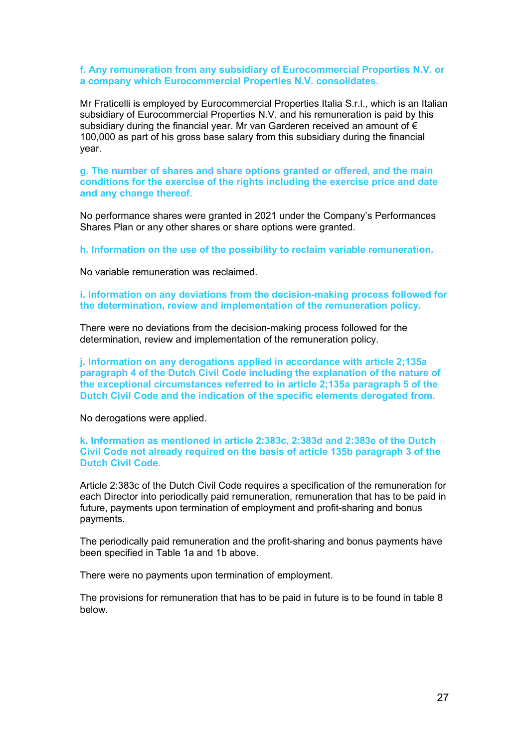**f. Any remuneration from any subsidiary of Eurocommercial Properties N.V. or a company which Eurocommercial Properties N.V. consolidates.**

Mr Fraticelli is employed by Eurocommercial Properties Italia S.r.l., which is an Italian subsidiary of Eurocommercial Properties N.V. and his remuneration is paid by this subsidiary during the financial year. Mr van Garderen received an amount of € 100,000 as part of his gross base salary from this subsidiary during the financial year.

**g. The number of shares and share options granted or offered, and the main conditions for the exercise of the rights including the exercise price and date and any change thereof.**

No performance shares were granted in 2021 under the Company's Performances Shares Plan or any other shares or share options were granted.

**h. Information on the use of the possibility to reclaim variable remuneration.**

No variable remuneration was reclaimed.

**i. Information on any deviations from the decision-making process followed for the determination, review and implementation of the remuneration policy.**

There were no deviations from the decision-making process followed for the determination, review and implementation of the remuneration policy.

**j. Information on any derogations applied in accordance with article 2;135a paragraph 4 of the Dutch Civil Code including the explanation of the nature of the exceptional circumstances referred to in article 2;135a paragraph 5 of the Dutch Civil Code and the indication of the specific elements derogated from.**

No derogations were applied.

**k. Information as mentioned in article 2:383c, 2:383d and 2:383e of the Dutch Civil Code not already required on the basis of article 135b paragraph 3 of the Dutch Civil Code.**

Article 2:383c of the Dutch Civil Code requires a specification of the remuneration for each Director into periodically paid remuneration, remuneration that has to be paid in future, payments upon termination of employment and profit-sharing and bonus payments.

The periodically paid remuneration and the profit-sharing and bonus payments have been specified in Table 1a and 1b above.

There were no payments upon termination of employment.

The provisions for remuneration that has to be paid in future is to be found in table 8 below.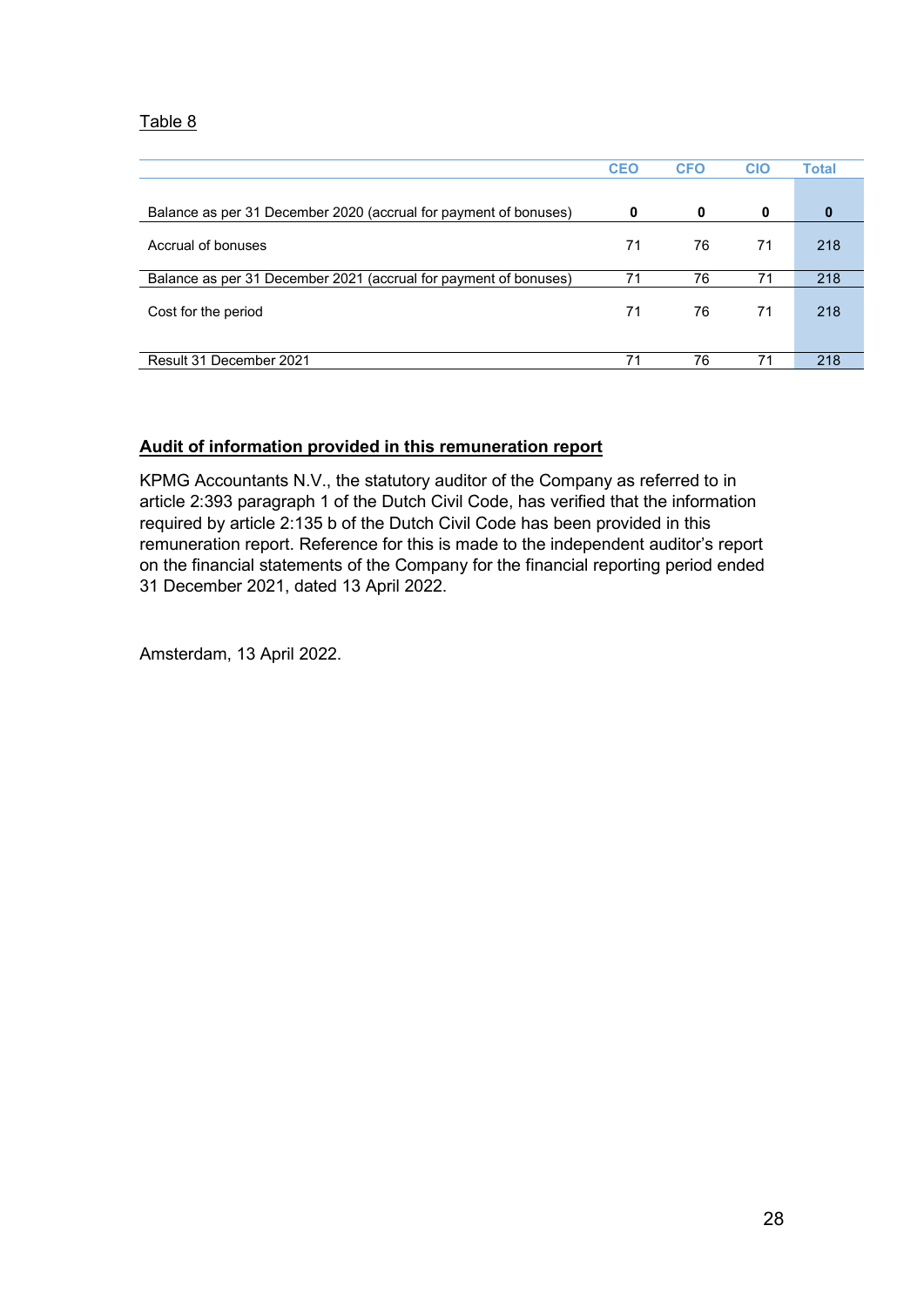Table 8

| | CEO | CFO | CIO | Total |
|---|---|---|---|---|
| Balance as per 31 December 2020 (accrual for payment of bonuses) | **0** | **0** | **0** | **0** |
| Accrual of bonuses | 71 | 76 | 71 | 218 |
| Balance as per 31 December 2021 (accrual for payment of bonuses) | 71 | 76 | 71 | 218 |
| Cost for the period | 71 | 76 | 71 | 218 |
| Result 31 December 2021 | 71 | 76 | 71 | 218 |

**Audit of information provided in this remuneration report**

KPMG Accountants N.V., the statutory auditor of the Company as referred to in article 2:393 paragraph 1 of the Dutch Civil Code, has verified that the information required by article 2:135 b of the Dutch Civil Code has been provided in this remuneration report. Reference for this is made to the independent auditor's report on the financial statements of the Company for the financial reporting period ended 31 December 2021, dated 13 April 2022.

Amsterdam, 13 April 2022.